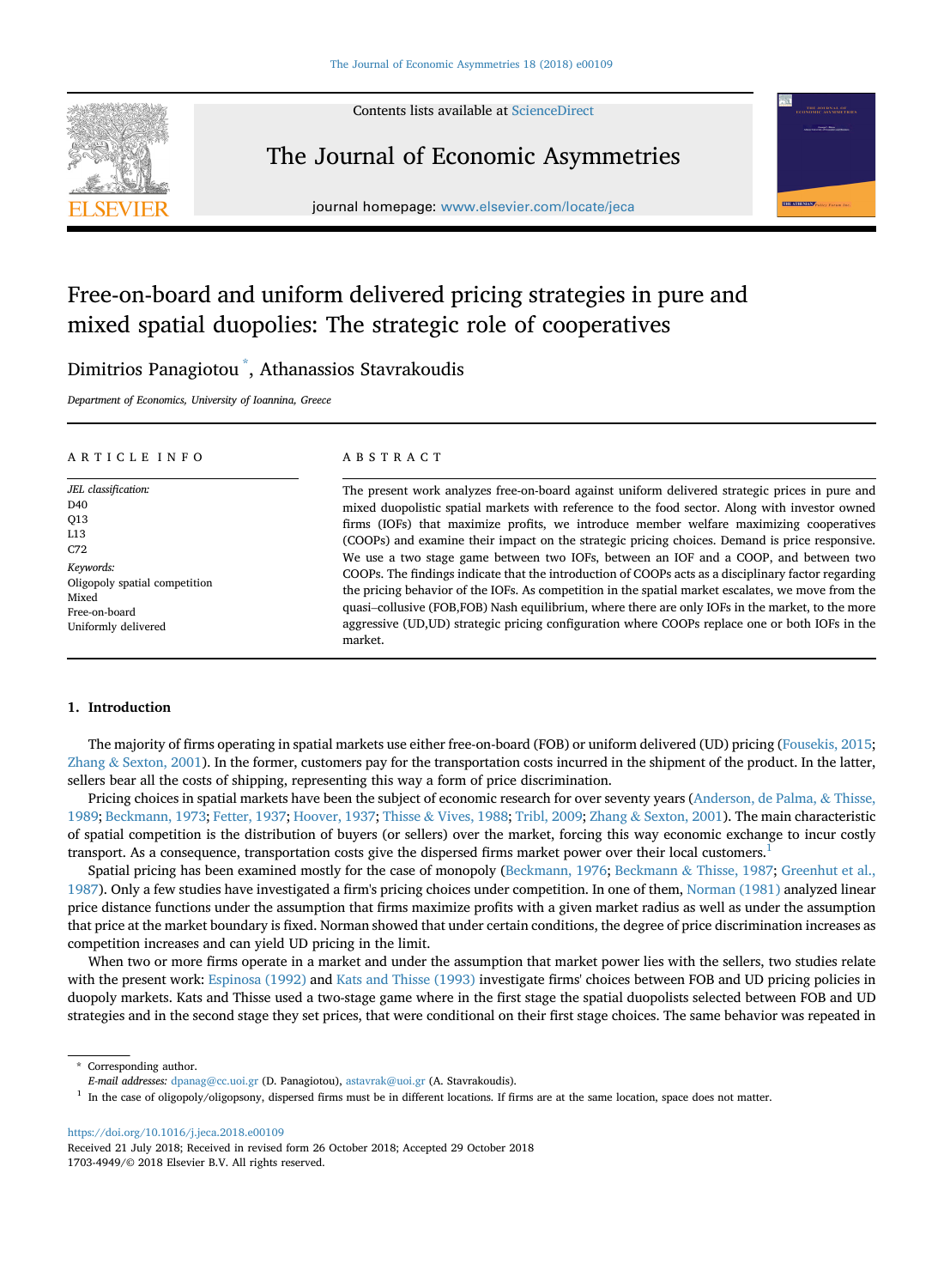# Free-on-board and uniform delivered pricing strategies in pure and mixed spatial duopolies: The strategic role of cooperatives

Dimitrios Panagiotou [*], Athanassios Stavrakoudis

*Department of Economics, University of Ioannina, Greece*

## ARTICLE INFO

*JEL classification:*
D40
Q13
L13
C72

*Keywords:*
Oligopoly spatial competition
Mixed
Free-on-board
Uniformly delivered

## ABSTRACT

The present work analyzes free-on-board against uniform delivered strategic prices in pure and mixed duopolistic spatial markets with reference to the food sector. Along with investor owned firms (IOFs) that maximize profits, we introduce member welfare maximizing cooperatives (COOPs) and examine their impact on the strategic pricing choices. Demand is price responsive. We use a two stage game between two IOFs, between an IOF and a COOP, and between two COOPs. The findings indicate that the introduction of COOPs acts as a disciplinary factor regarding the pricing behavior of the IOFs. As competition in the spatial market escalates, we move from the quasi–collusive (FOB,FOB) Nash equilibrium, where there are only IOFs in the market, to the more aggressive (UD,UD) strategic pricing configuration where COOPs replace one or both IOFs in the market.

## 1. Introduction

The majority of firms operating in spatial markets use either free-on-board (FOB) or uniform delivered (UD) pricing (Fousekis, 2015; Zhang & Sexton, 2001). In the former, customers pay for the transportation costs incurred in the shipment of the product. In the latter, sellers bear all the costs of shipping, representing this way a form of price discrimination.

Pricing choices in spatial markets have been the subject of economic research for over seventy years (Anderson, de Palma, & Thisse, 1989; Beckmann, 1973; Fetter, 1937; Hoover, 1937; Thisse & Vives, 1988; Tribl, 2009; Zhang & Sexton, 2001). The main characteristic of spatial competition is the distribution of buyers (or sellers) over the market, forcing this way economic exchange to incur costly transport. As a consequence, transportation costs give the dispersed firms market power over their local customers.[1]

Spatial pricing has been examined mostly for the case of monopoly (Beckmann, 1976; Beckmann & Thisse, 1987; Greenhut et al., 1987). Only a few studies have investigated a firm's pricing choices under competition. In one of them, Norman (1981) analyzed linear price distance functions under the assumption that firms maximize profits with a given market radius as well as under the assumption that price at the market boundary is fixed. Norman showed that under certain conditions, the degree of price discrimination increases as competition increases and can yield UD pricing in the limit.

When two or more firms operate in a market and under the assumption that market power lies with the sellers, two studies relate with the present work: Espinosa (1992) and Kats and Thisse (1993) investigate firms' choices between FOB and UD pricing policies in duopoly markets. Kats and Thisse used a two-stage game where in the first stage the spatial duopolists selected between FOB and UD strategies and in the second stage they set prices, that were conditional on their first stage choices. The same behavior was repeated in

---

* Corresponding author.
*E-mail addresses:* dpanag@cc.uoi.gr (D. Panagiotou), astavrak@uoi.gr (A. Stavrakoudis).

[1] In the case of oligopoly/oligopsony, dispersed firms must be in different locations. If firms are at the same location, space does not matter.

https://doi.org/10.1016/j.jeca.2018.e00109
Received 21 July 2018; Received in revised form 26 October 2018; Accepted 29 October 2018
1703-4949/© 2018 Elsevier B.V. All rights reserved.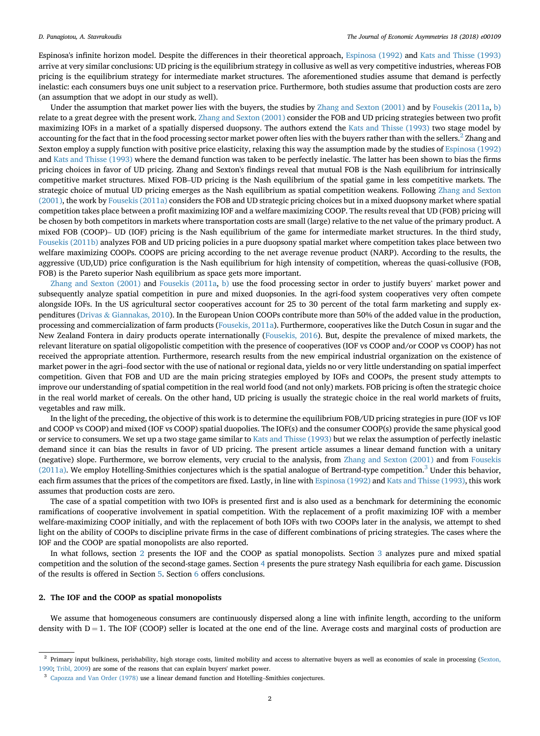Espinosa's infinite horizon model. Despite the differences in their theoretical approach, Espinosa (1992) and Kats and Thisse (1993) arrive at very similar conclusions: UD pricing is the equilibrium strategy in collusive as well as very competitive industries, whereas FOB pricing is the equilibrium strategy for intermediate market structures. The aforementioned studies assume that demand is perfectly inelastic: each consumers buys one unit subject to a reservation price. Furthermore, both studies assume that production costs are zero (an assumption that we adopt in our study as well).

Under the assumption that market power lies with the buyers, the studies by Zhang and Sexton (2001) and by Fousekis (2011a, b) relate to a great degree with the present work. Zhang and Sexton (2001) consider the FOB and UD pricing strategies between two profit maximizing IOFs in a market of a spatially dispersed duopsony. The authors extend the Kats and Thisse (1993) two stage model by accounting for the fact that in the food processing sector market power often lies with the buyers rather than with the sellers.[2] Zhang and Sexton employ a supply function with positive price elasticity, relaxing this way the assumption made by the studies of Espinosa (1992) and Kats and Thisse (1993) where the demand function was taken to be perfectly inelastic. The latter has been shown to bias the firms pricing choices in favor of UD pricing. Zhang and Sexton's findings reveal that mutual FOB is the Nash equilibrium for intrinsically competitive market structures. Mixed FOB–UD pricing is the Nash equilibrium of the spatial game in less competitive markets. The strategic choice of mutual UD pricing emerges as the Nash equilibrium as spatial competition weakens. Following Zhang and Sexton (2001), the work by Fousekis (2011a) considers the FOB and UD strategic pricing choices but in a mixed duopsony market where spatial competition takes place between a profit maximizing IOF and a welfare maximizing COOP. The results reveal that UD (FOB) pricing will be chosen by both competitors in markets where transportation costs are small (large) relative to the net value of the primary product. A mixed FOB (COOP)– UD (IOF) pricing is the Nash equilibrium of the game for intermediate market structures. In the third study, Fousekis (2011b) analyzes FOB and UD pricing policies in a pure duopsony spatial market where competition takes place between two welfare maximizing COOPs. COOPS are pricing according to the net average revenue product (NARP). According to the results, the aggressive (UD,UD) price configuration is the Nash equilibrium for high intensity of competition, whereas the quasi-collusive (FOB, FOB) is the Pareto superior Nash equilibrium as space gets more important.

Zhang and Sexton (2001) and Fousekis (2011a, b) use the food processing sector in order to justify buyers' market power and subsequently analyze spatial competition in pure and mixed duopsonies. In the agri-food system cooperatives very often compete alongside IOFs. In the US agricultural sector cooperatives account for 25 to 30 percent of the total farm marketing and supply expenditures (Drivas & Giannakas, 2010). In the European Union COOPs contribute more than 50% of the added value in the production, processing and commercialization of farm products (Fousekis, 2011a). Furthermore, cooperatives like the Dutch Cosun in sugar and the New Zealand Fontera in dairy products operate internationally (Fousekis, 2016). But, despite the prevalence of mixed markets, the relevant literature on spatial oligopolistic competition with the presence of cooperatives (IOF vs COOP and/or COOP vs COOP) has not received the appropriate attention. Furthermore, research results from the new empirical industrial organization on the existence of market power in the agri–food sector with the use of national or regional data, yields no or very little understanding on spatial imperfect competition. Given that FOB and UD are the main pricing strategies employed by IOFs and COOPs, the present study attempts to improve our understanding of spatial competition in the real world food (and not only) markets. FOB pricing is often the strategic choice in the real world market of cereals. On the other hand, UD pricing is usually the strategic choice in the real world markets of fruits, vegetables and raw milk.

In the light of the preceding, the objective of this work is to determine the equilibrium FOB/UD pricing strategies in pure (IOF vs IOF and COOP vs COOP) and mixed (IOF vs COOP) spatial duopolies. The IOF(s) and the consumer COOP(s) provide the same physical good or service to consumers. We set up a two stage game similar to Kats and Thisse (1993) but we relax the assumption of perfectly inelastic demand since it can bias the results in favor of UD pricing. The present article assumes a linear demand function with a unitary (negative) slope. Furthermore, we borrow elements, very crucial to the analysis, from Zhang and Sexton (2001) and from Fousekis (2011a). We employ Hotelling-Smithies conjectures which is the spatial analogue of Bertrand-type competition.[3] Under this behavior, each firm assumes that the prices of the competitors are fixed. Lastly, in line with Espinosa (1992) and Kats and Thisse (1993), this work assumes that production costs are zero.

The case of a spatial competition with two IOFs is presented first and is also used as a benchmark for determining the economic ramifications of cooperative involvement in spatial competition. With the replacement of a profit maximizing IOF with a member welfare-maximizing COOP initially, and with the replacement of both IOFs with two COOPs later in the analysis, we attempt to shed light on the ability of COOPs to discipline private firms in the case of different combinations of pricing strategies. The cases where the IOF and the COOP are spatial monopolists are also reported.

In what follows, section 2 presents the IOF and the COOP as spatial monopolists. Section 3 analyzes pure and mixed spatial competition and the solution of the second-stage games. Section 4 presents the pure strategy Nash equilibria for each game. Discussion of the results is offered in Section 5. Section 6 offers conclusions.

## 2. The IOF and the COOP as spatial monopolists

We assume that homogeneous consumers are continuously dispersed along a line with infinite length, according to the uniform density with $D = 1$. The IOF (COOP) seller is located at the one end of the line. Average costs and marginal costs of production are

[2] Primary input bulkiness, perishability, high storage costs, limited mobility and access to alternative buyers as well as economies of scale in processing (Sexton, 1990; Tribl, 2009) are some of the reasons that can explain buyers' market power.

[3] Capozza and Van Order (1978) use a linear demand function and Hotelling–Smithies conjectures.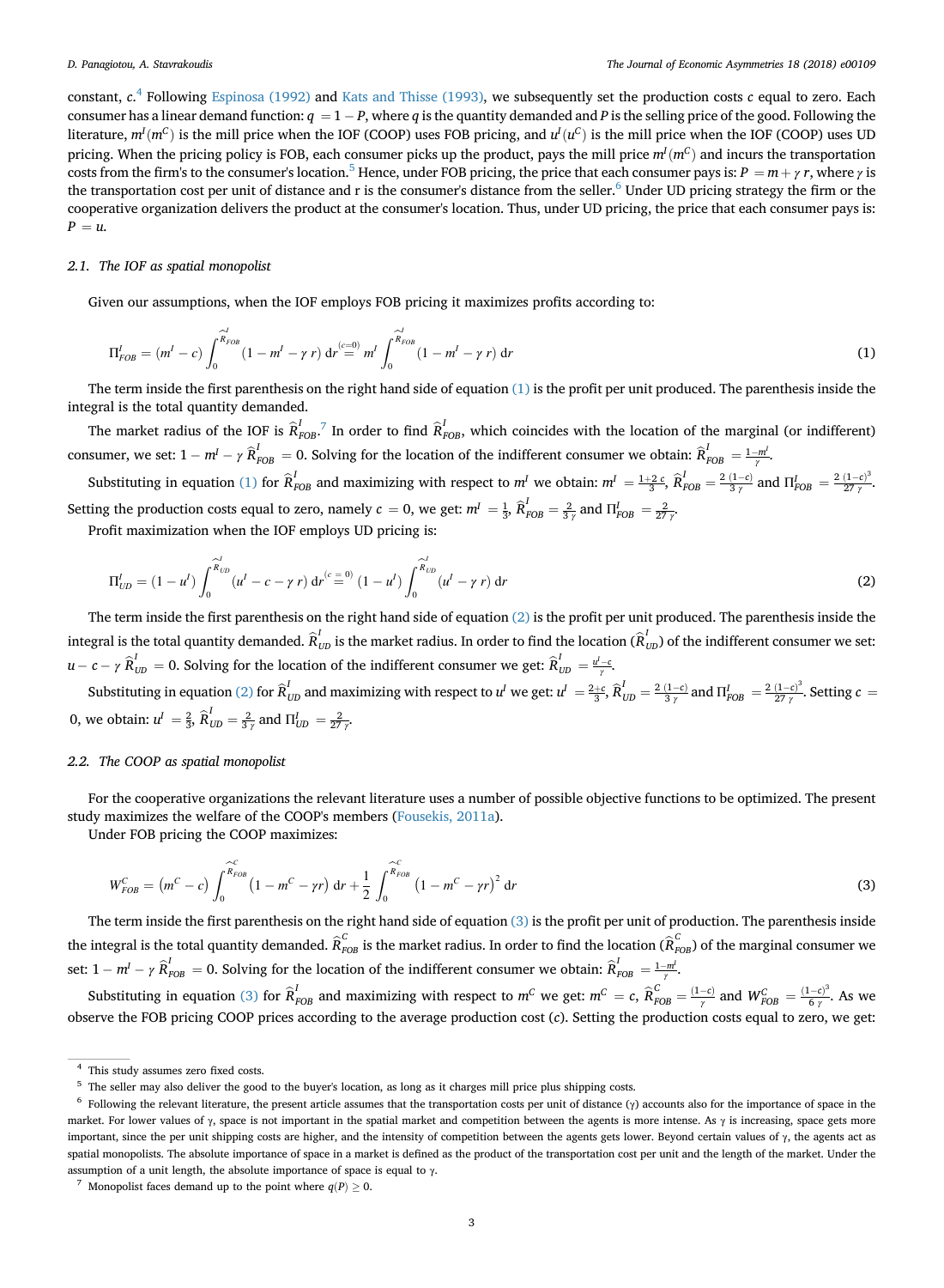constant, $c$.[4] Following Espinosa (1992) and Kats and Thisse (1993), we subsequently set the production costs $c$ equal to zero. Each consumer has a linear demand function: $q = 1 - P$, where $q$ is the quantity demanded and $P$ is the selling price of the good. Following the literature, $m^I(m^C)$ is the mill price when the IOF (COOP) uses FOB pricing, and $u^I(u^C)$ is the mill price when the IOF (COOP) uses UD pricing. When the pricing policy is FOB, each consumer picks up the product, pays the mill price $m^I(m^C)$ and incurs the transportation costs from the firm's to the consumer's location.[5] Hence, under FOB pricing, the price that each consumer pays is: $P = m + \gamma\, r$, where $\gamma$ is the transportation cost per unit of distance and r is the consumer's distance from the seller.[6] Under UD pricing strategy the firm or the cooperative organization delivers the product at the consumer's location. Thus, under UD pricing, the price that each consumer pays is: $P = u$.

### 2.1. The IOF as spatial monopolist

Given our assumptions, when the IOF employs FOB pricing it maximizes profits according to:

$$\Pi^I_{FOB} = (m^I - c)\int_0^{\widehat{R}^I_{FOB}} (1 - m^I - \gamma\, r)\, \mathrm{d}r \overset{(c=0)}{=} m^I \int_0^{\widehat{R}^I_{FOB}} (1 - m^I - \gamma\, r)\, \mathrm{d}r \tag{1}$$

The term inside the first parenthesis on the right hand side of equation (1) is the profit per unit produced. The parenthesis inside the integral is the total quantity demanded.

The market radius of the IOF is $\widehat{R}^I_{FOB}$.[7] In order to find $\widehat{R}^I_{FOB}$, which coincides with the location of the marginal (or indifferent) consumer, we set: $1 - m^I - \gamma\, \widehat{R}^I_{FOB} = 0$. Solving for the location of the indifferent consumer we obtain: $\widehat{R}^I_{FOB} = \frac{1-m^I}{\gamma}$.

Substituting in equation (1) for $\widehat{R}^I_{FOB}$ and maximizing with respect to $m^I$ we obtain: $m^I = \frac{1+2\,c}{3}$, $\widehat{R}^I_{FOB} = \frac{2\,(1-c)}{3\,\gamma}$ and $\Pi^I_{FOB} = \frac{2\,(1-c)^3}{27\,\gamma}$. Setting the production costs equal to zero, namely $c = 0$, we get: $m^I = \frac{1}{3}$, $\widehat{R}^I_{FOB} = \frac{2}{3\,\gamma}$ and $\Pi^I_{FOB} = \frac{2}{27\,\gamma}$.

Profit maximization when the IOF employs UD pricing is:

$$\Pi^I_{UD} = (1 - u^I)\int_0^{\widehat{R}^I_{UD}} (u^I - c - \gamma\, r)\, \mathrm{d}r \overset{(c=0)}{=} (1 - u^I)\int_0^{\widehat{R}^I_{UD}} (u^I - \gamma\, r)\, \mathrm{d}r \tag{2}$$

The term inside the first parenthesis on the right hand side of equation (2) is the profit per unit produced. The parenthesis inside the integral is the total quantity demanded. $\widehat{R}^I_{UD}$ is the market radius. In order to find the location ($\widehat{R}^I_{UD}$) of the indifferent consumer we set: $u - c - \gamma\, \widehat{R}^I_{UD} = 0$. Solving for the location of the indifferent consumer we get: $\widehat{R}^I_{UD} = \frac{u^I - c}{\gamma}$.

Substituting in equation (2) for $\widehat{R}^I_{UD}$ and maximizing with respect to $u^I$ we get: $u^I = \frac{2+c}{3}$, $\widehat{R}^I_{UD} = \frac{2\,(1-c)}{3\,\gamma}$ and $\Pi^I_{FOB} = \frac{2\,(1-c)^3}{27\,\gamma}$. Setting $c = 0$, we obtain: $u^I = \frac{2}{3}$, $\widehat{R}^I_{UD} = \frac{2}{3\,\gamma}$ and $\Pi^I_{UD} = \frac{2}{27\,\gamma}$.

### 2.2. The COOP as spatial monopolist

For the cooperative organizations the relevant literature uses a number of possible objective functions to be optimized. The present study maximizes the welfare of the COOP's members (Fousekis, 2011a).

Under FOB pricing the COOP maximizes:

$$W^C_{FOB} = \left(m^C - c\right)\int_0^{\widehat{R}^C_{FOB}} \left(1 - m^C - \gamma r\right) \mathrm{d}r + \frac{1}{2}\int_0^{\widehat{R}^C_{FOB}} \left(1 - m^C - \gamma r\right)^2 \mathrm{d}r \tag{3}$$

The term inside the first parenthesis on the right hand side of equation (3) is the profit per unit of production. The parenthesis inside the integral is the total quantity demanded. $\widehat{R}^C_{FOB}$ is the market radius. In order to find the location ($\widehat{R}^C_{FOB}$) of the marginal consumer we set: $1 - m^I - \gamma\, \widehat{R}^I_{FOB} = 0$. Solving for the location of the indifferent consumer we obtain: $\widehat{R}^I_{FOB} = \frac{1-m^I}{\gamma}$.

Substituting in equation (3) for $\widehat{R}^I_{FOB}$ and maximizing with respect to $m^C$ we get: $m^C = c$, $\widehat{R}^C_{FOB} = \frac{(1-c)}{\gamma}$ and $W^C_{FOB} = \frac{(1-c)^3}{6\,\gamma}$. As we observe the FOB pricing COOP prices according to the average production cost ($c$). Setting the production costs equal to zero, we get:

---

[4] This study assumes zero fixed costs.

[5] The seller may also deliver the good to the buyer's location, as long as it charges mill price plus shipping costs.

[6] Following the relevant literature, the present article assumes that the transportation costs per unit of distance ($\gamma$) accounts also for the importance of space in the market. For lower values of $\gamma$, space is not important in the spatial market and competition between the agents is more intense. As $\gamma$ is increasing, space gets more important, since the per unit shipping costs are higher, and the intensity of competition between the agents gets lower. Beyond certain values of $\gamma$, the agents act as spatial monopolists. The absolute importance of space in a market is defined as the product of the transportation cost per unit and the length of the market. Under the assumption of a unit length, the absolute importance of space is equal to $\gamma$.

[7] Monopolist faces demand up to the point where $q(P) \geq 0$.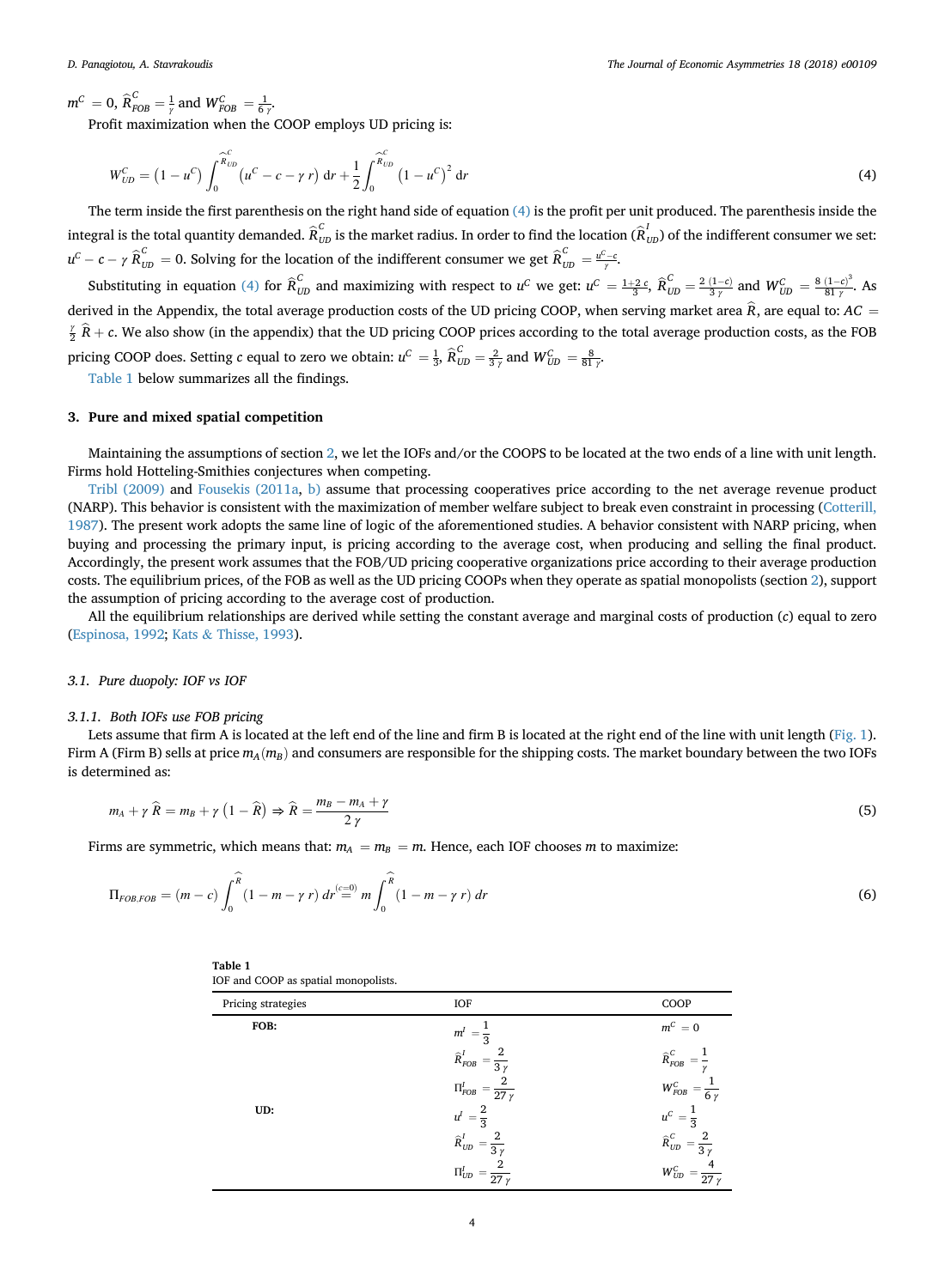$m^C = 0$, $\widehat{R}^C_{FOB} = \frac{1}{\gamma}$ and $W^C_{FOB} = \frac{1}{6\gamma}$.

Profit maximization when the COOP employs UD pricing is:

$$W^C_{UD} = \left(1 - u^C\right) \int_0^{\widehat{R}^C_{UD}} \left(u^C - c - \gamma\, r\right) \mathrm{d}r + \frac{1}{2} \int_0^{\widehat{R}^C_{UD}} \left(1 - u^C\right)^2 \mathrm{d}r \tag{4}$$

The term inside the first parenthesis on the right hand side of equation (4) is the profit per unit produced. The parenthesis inside the integral is the total quantity demanded. $\widehat{R}^C_{UD}$ is the market radius. In order to find the location ($\widehat{R}^I_{UD}$) of the indifferent consumer we set: $u^C - c - \gamma\, \widehat{R}^C_{UD} = 0$. Solving for the location of the indifferent consumer we get $\widehat{R}^C_{UD} = \frac{u^C - c}{\gamma}$.

Substituting in equation (4) for $\widehat{R}^C_{UD}$ and maximizing with respect to $u^C$ we get: $u^C = \frac{1+2\,c}{3}$, $\widehat{R}^C_{UD} = \frac{2\,(1-c)}{3\,\gamma}$ and $W^C_{UD} = \frac{8\,(1-c)^3}{81\,\gamma}$. As derived in the Appendix, the total average production costs of the UD pricing COOP, when serving market area $\widehat{R}$, are equal to: $AC = \frac{\gamma}{2}\,\widehat{R} + c$. We also show (in the appendix) that the UD pricing COOP prices according to the total average production costs, as the FOB pricing COOP does. Setting $c$ equal to zero we obtain: $u^C = \frac{1}{3}$, $\widehat{R}^C_{UD} = \frac{2}{3\,\gamma}$ and $W^C_{UD} = \frac{8}{81\,\gamma}$.

Table 1 below summarizes all the findings.

## 3. Pure and mixed spatial competition

Maintaining the assumptions of section 2, we let the IOFs and/or the COOPS to be located at the two ends of a line with unit length. Firms hold Hotteling-Smithies conjectures when competing.

Tribl (2009) and Fousekis (2011a, b) assume that processing cooperatives price according to the net average revenue product (NARP). This behavior is consistent with the maximization of member welfare subject to break even constraint in processing (Cotterill, 1987). The present work adopts the same line of logic of the aforementioned studies. A behavior consistent with NARP pricing, when buying and processing the primary input, is pricing according to the average cost, when producing and selling the final product. Accordingly, the present work assumes that the FOB/UD pricing cooperative organizations price according to their average production costs. The equilibrium prices, of the FOB as well as the UD pricing COOPs when they operate as spatial monopolists (section 2), support the assumption of pricing according to the average cost of production.

All the equilibrium relationships are derived while setting the constant average and marginal costs of production ($c$) equal to zero (Espinosa, 1992; Kats & Thisse, 1993).

### 3.1. Pure duopoly: IOF vs IOF

#### 3.1.1. Both IOFs use FOB pricing

Lets assume that firm A is located at the left end of the line and firm B is located at the right end of the line with unit length (Fig. 1). Firm A (Firm B) sells at price $m_A (m_B)$ and consumers are responsible for the shipping costs. The market boundary between the two IOFs is determined as:

$$m_A + \gamma\, \widehat{R} = m_B + \gamma \left(1 - \widehat{R}\right) \Rightarrow \widehat{R} = \frac{m_B - m_A + \gamma}{2\,\gamma} \tag{5}$$

Firms are symmetric, which means that: $m_A = m_B = m$. Hence, each IOF chooses $m$ to maximize:

$$\Pi_{FOB,FOB} = (m - c) \int_0^{\widehat{R}} (1 - m - \gamma\, r)\, dr \overset{(c=0)}{=} m \int_0^{\widehat{R}} (1 - m - \gamma\, r)\, dr \tag{6}$$

**Table 1**
IOF and COOP as spatial monopolists.

| Pricing strategies | IOF | COOP |
|---|---|---|
| **FOB:** | $m^I = \frac{1}{3}$ | $m^C = 0$ |
| | $\widehat{R}^I_{FOB} = \frac{2}{3\,\gamma}$ | $\widehat{R}^C_{FOB} = \frac{1}{\gamma}$ |
| | $\Pi^I_{FOB} = \frac{2}{27\,\gamma}$ | $W^C_{FOB} = \frac{1}{6\,\gamma}$ |
| **UD:** | $u^I = \frac{2}{3}$ | $u^C = \frac{1}{3}$ |
| | $\widehat{R}^I_{UD} = \frac{2}{3\,\gamma}$ | $\widehat{R}^C_{UD} = \frac{2}{3\,\gamma}$ |
| | $\Pi^I_{UD} = \frac{2}{27\,\gamma}$ | $W^C_{UD} = \frac{4}{27\,\gamma}$ |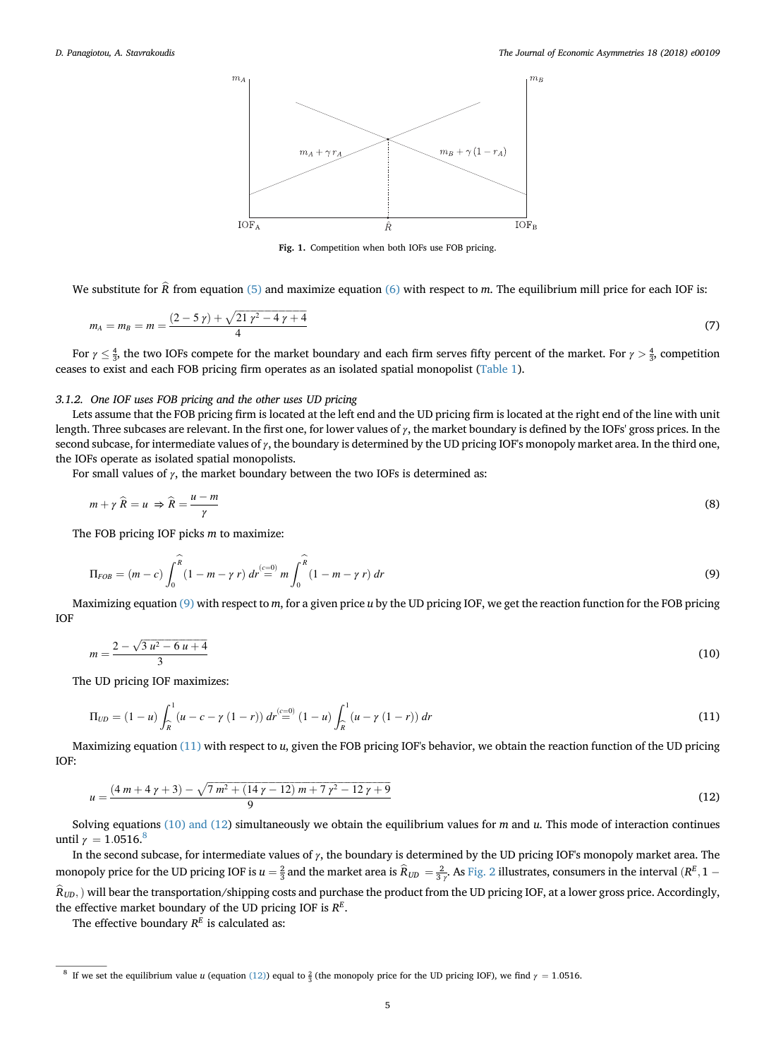Fig. 1. Competition when both IOFs use FOB pricing.

We substitute for $\widehat{R}$ from equation (5) and maximize equation (6) with respect to $m$. The equilibrium mill price for each IOF is:

$$m_A = m_B = m = \frac{(2 - 5\gamma) + \sqrt{21\gamma^2 - 4\gamma + 4}}{4} \tag{7}$$

For $\gamma \leq \frac{4}{3}$, the two IOFs compete for the market boundary and each firm serves fifty percent of the market. For $\gamma > \frac{4}{3}$, competition ceases to exist and each FOB pricing firm operates as an isolated spatial monopolist (Table 1).

### 3.1.2. One IOF uses FOB pricing and the other uses UD pricing

Lets assume that the FOB pricing firm is located at the left end and the UD pricing firm is located at the right end of the line with unit length. Three subcases are relevant. In the first one, for lower values of $\gamma$, the market boundary is defined by the IOFs' gross prices. In the second subcase, for intermediate values of $\gamma$, the boundary is determined by the UD pricing IOF's monopoly market area. In the third one, the IOFs operate as isolated spatial monopolists.

For small values of $\gamma$, the market boundary between the two IOFs is determined as:

$$m + \gamma\,\widehat{R} = u \;\Rightarrow \widehat{R} = \frac{u - m}{\gamma} \tag{8}$$

The FOB pricing IOF picks $m$ to maximize:

$$\Pi_{FOB} = (m - c)\int_0^{\widehat{R}} (1 - m - \gamma\, r)\, dr \overset{(c=0)}{=} m \int_0^{\widehat{R}} (1 - m - \gamma\, r)\, dr \tag{9}$$

Maximizing equation (9) with respect to $m$, for a given price $u$ by the UD pricing IOF, we get the reaction function for the FOB pricing IOF

$$m = \frac{2 - \sqrt{3u^2 - 6u + 4}}{3} \tag{10}$$

The UD pricing IOF maximizes:

$$\Pi_{UD} = (1 - u)\int_{\widehat{R}}^1 (u - c - \gamma\,(1 - r))\, dr \overset{(c=0)}{=} (1 - u)\int_{\widehat{R}}^1 (u - \gamma\,(1 - r))\, dr \tag{11}$$

Maximizing equation (11) with respect to $u$, given the FOB pricing IOF's behavior, we obtain the reaction function of the UD pricing IOF:

$$u = \frac{(4m + 4\gamma + 3) - \sqrt{7m^2 + (14\gamma - 12)\,m + 7\gamma^2 - 12\gamma + 9}}{9} \tag{12}$$

Solving equations (10) and (12) simultaneously we obtain the equilibrium values for $m$ and $u$. This mode of interaction continues until $\gamma = 1.0516$.[8]

In the second subcase, for intermediate values of $\gamma$, the boundary is determined by the UD pricing IOF's monopoly market area. The monopoly price for the UD pricing IOF is $u = \frac{2}{3}$ and the market area is $\widehat{R}_{UD} = \frac{2}{3\gamma}$. As Fig. 2 illustrates, consumers in the interval $(R^E, 1 - \widehat{R}_{UD},)$ will bear the transportation/shipping costs and purchase the product from the UD pricing IOF, at a lower gross price. Accordingly, the effective market boundary of the UD pricing IOF is $R^E$.

The effective boundary $R^E$ is calculated as:

[8] If we set the equilibrium value $u$ (equation (12)) equal to $\frac{2}{3}$ (the monopoly price for the UD pricing IOF), we find $\gamma = 1.0516$.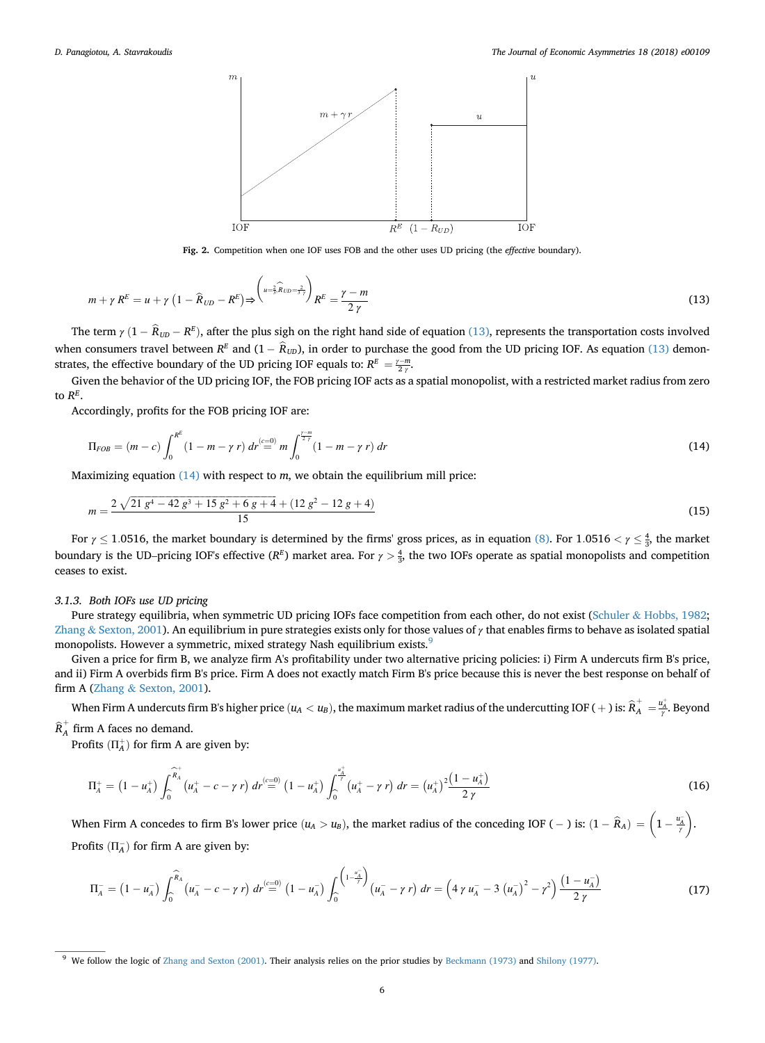Fig. 2. Competition when one IOF uses FOB and the other uses UD pricing (the *effective* boundary).

$$m+\gamma\,R^{E}=u+\gamma\left(1-\widehat{R}_{UD}-R^{E}\right)\Rightarrow^{\left(u=\frac{2}{3},\widehat{R}_{UD}=\frac{2}{3\gamma}\right)}R^{E}=\frac{\gamma-m}{2\,\gamma} \tag{13}$$

The term $\gamma\,(1-\widehat{R}_{UD}-R^{E})$, after the plus sigh on the right hand side of equation (13), represents the transportation costs involved when consumers travel between $R^{E}$ and $(1-\widehat{R}_{UD})$, in order to purchase the good from the UD pricing IOF. As equation (13) demonstrates, the effective boundary of the UD pricing IOF equals to: $R^{E}=\frac{\gamma-m}{2\,\gamma}$.

Given the behavior of the UD pricing IOF, the FOB pricing IOF acts as a spatial monopolist, with a restricted market radius from zero to $R^{E}$.

Accordingly, profits for the FOB pricing IOF are:

$$\Pi_{FOB}=(m-c)\int_{0}^{R^{E}}(1-m-\gamma\,r)\,dr\overset{(c=0)}{=}m\int_{0}^{\frac{\gamma-m}{2\,\gamma}}(1-m-\gamma\,r)\,dr \tag{14}$$

Maximizing equation (14) with respect to $m$, we obtain the equilibrium mill price:

$$m=\frac{2\,\sqrt{21\,g^{4}-42\,g^{3}+15\,g^{2}+6\,g+4}+(12\,g^{2}-12\,g+4)}{15} \tag{15}$$

For $\gamma\leq 1.0516$, the market boundary is determined by the firms' gross prices, as in equation (8). For $1.0516<\gamma\leq\frac{4}{3}$, the market boundary is the UD–pricing IOF's effective ($R^{E}$) market area. For $\gamma>\frac{4}{3}$, the two IOFs operate as spatial monopolists and competition ceases to exist.

### 3.1.3. Both IOFs use UD pricing

Pure strategy equilibria, when symmetric UD pricing IOFs face competition from each other, do not exist (Schuler & Hobbs, 1982; Zhang & Sexton, 2001). An equilibrium in pure strategies exists only for those values of $\gamma$ that enables firms to behave as isolated spatial monopolists. However a symmetric, mixed strategy Nash equilibrium exists.[9]

Given a price for firm B, we analyze firm A's profitability under two alternative pricing policies: i) Firm A undercuts firm B's price, and ii) Firm A overbids firm B's price. Firm A does not exactly match Firm B's price because this is never the best response on behalf of firm A (Zhang & Sexton, 2001).

When Firm A undercuts firm B's higher price ($u_A<u_B$), the maximum market radius of the undercutting IOF (+) is: $\widehat{R}_{A}^{+}=\frac{u_A^{+}}{\gamma}$. Beyond $\widehat{R}_{A}^{+}$ firm A faces no demand.

Profits ($\Pi_A^{+}$) for firm A are given by:

$$\Pi_{A}^{+}=\left(1-u_{A}^{+}\right)\int_{0}^{\widehat{R}_{A}^{+}}\left(u_{A}^{+}-c-\gamma\,r\right)dr\overset{(c=0)}{=}\left(1-u_{A}^{+}\right)\int_{0}^{\frac{u_{A}^{+}}{\gamma}}\left(u_{A}^{+}-\gamma\,r\right)dr=\left(u_{A}^{+}\right)^{2}\frac{\left(1-u_{A}^{+}\right)}{2\,\gamma} \tag{16}$$

When Firm A concedes to firm B's lower price ($u_A>u_B$), the market radius of the conceding IOF (−) is: $(1-\widehat{R}_{A})=\left(1-\frac{u_A^{-}}{\gamma}\right)$.

Profits ($\Pi_A^{-}$) for firm A are given by:

$$\Pi_{A}^{-}=\left(1-u_{A}^{-}\right)\int_{\widehat{0}}^{\widehat{R}_{A}}\left(u_{A}^{-}-c-\gamma\,r\right)dr\overset{(c=0)}{=}\left(1-u_{A}^{-}\right)\int_{\widehat{0}}^{\left(1-\frac{u_{A}^{-}}{\gamma}\right)}\left(u_{A}^{-}-\gamma\,r\right)dr=\left(4\,\gamma\,u_{A}^{-}-3\,\left(u_{A}^{-}\right)^{2}-\gamma^{2}\right)\frac{\left(1-u_{A}^{-}\right)}{2\,\gamma} \tag{17}$$

[9] We follow the logic of Zhang and Sexton (2001). Their analysis relies on the prior studies by Beckmann (1973) and Shilony (1977).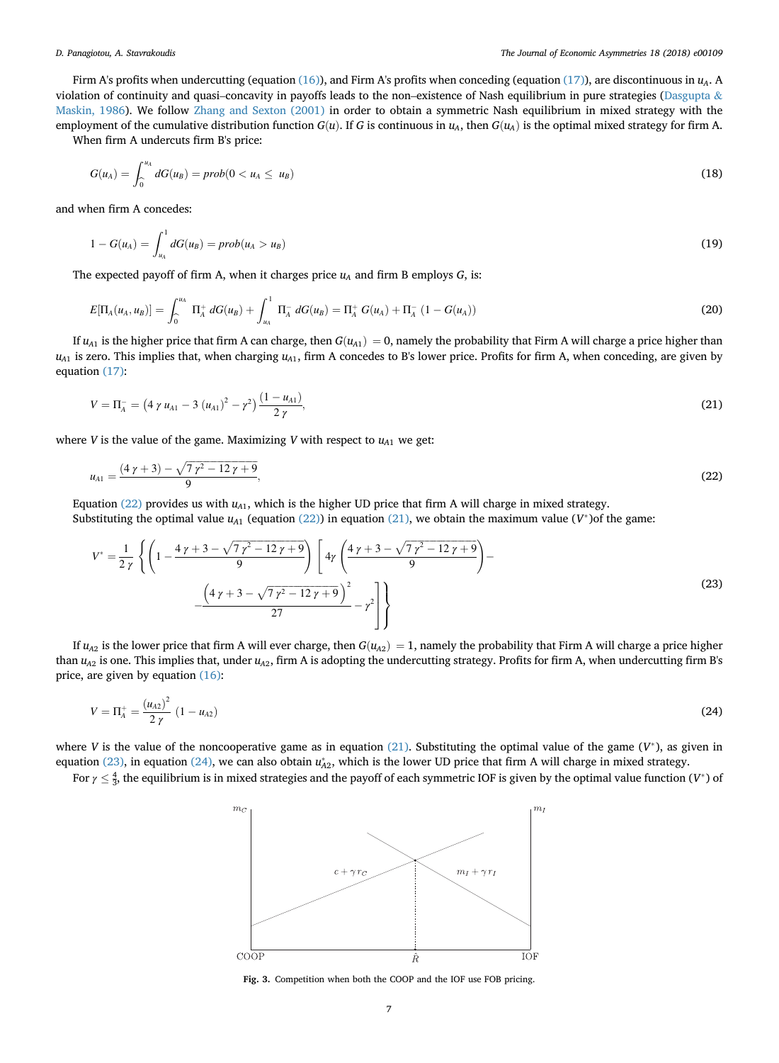Firm A's profits when undercutting (equation (16)), and Firm A's profits when conceding (equation (17)), are discontinuous in $u_A$. A violation of continuity and quasi–concavity in payoffs leads to the non–existence of Nash equilibrium in pure strategies (Dasgupta & Maskin, 1986). We follow Zhang and Sexton (2001) in order to obtain a symmetric Nash equilibrium in mixed strategy with the employment of the cumulative distribution function $G(u)$. If $G$ is continuous in $u_A$, then $G(u_A)$ is the optimal mixed strategy for firm A.

When firm A undercuts firm B's price:

$$G(u_A) = \int_{0}^{u_A} dG(u_B) = prob(0 < u_A \leq u_B) \tag{18}$$

and when firm A concedes:

$$1 - G(u_A) = \int_{u_A}^{1} dG(u_B) = prob(u_A > u_B) \tag{19}$$

The expected payoff of firm A, when it charges price $u_A$ and firm B employs $G$, is:

$$E[\Pi_A(u_A, u_B)] = \int_{0}^{u_A} \Pi_A^+ \, dG(u_B) + \int_{u_A}^{1} \Pi_A^- \, dG(u_B) = \Pi_A^+ \, G(u_A) + \Pi_A^- \, (1 - G(u_A)) \tag{20}$$

If $u_{A1}$ is the higher price that firm A can charge, then $G(u_{A1}) = 0$, namely the probability that Firm A will charge a price higher than $u_{A1}$ is zero. This implies that, when charging $u_{A1}$, firm A concedes to B's lower price. Profits for firm A, when conceding, are given by equation (17):

$$V = \Pi_A^- = \left(4\,\gamma\,u_{A1} - 3\,(u_{A1})^2 - \gamma^2\right)\frac{(1 - u_{A1})}{2\,\gamma}, \tag{21}$$

where $V$ is the value of the game. Maximizing $V$ with respect to $u_{A1}$ we get:

$$u_{A1} = \frac{(4\,\gamma + 3) - \sqrt{7\,\gamma^2 - 12\,\gamma + 9}}{9}, \tag{22}$$

Equation (22) provides us with $u_{A1}$, which is the higher UD price that firm A will charge in mixed strategy.

Substituting the optimal value $u_{A1}$ (equation (22)) in equation (21), we obtain the maximum value ($V^*$)of the game:

$$V^* = \frac{1}{2\,\gamma}\left\{\left(1 - \frac{4\,\gamma + 3 - \sqrt{7\,\gamma^2 - 12\,\gamma + 9}}{9}\right)\left[4\gamma\left(\frac{4\,\gamma + 3 - \sqrt{7\,\gamma^2 - 12\,\gamma + 9}}{9}\right) - \frac{\left(4\,\gamma + 3 - \sqrt{7\,\gamma^2 - 12\,\gamma + 9}\right)^2}{27} - \gamma^2\right]\right\} \tag{23}$$

If $u_{A2}$ is the lower price that firm A will ever charge, then $G(u_{A2}) = 1$, namely the probability that Firm A will charge a price higher than $u_{A2}$ is one. This implies that, under $u_{A2}$, firm A is adopting the undercutting strategy. Profits for firm A, when undercutting firm B's price, are given by equation (16):

$$V = \Pi_A^+ = \frac{(u_{A2})^2}{2\,\gamma}\,(1 - u_{A2}) \tag{24}$$

where $V$ is the value of the noncooperative game as in equation (21). Substituting the optimal value of the game ($V^*$), as given in equation (23), in equation (24), we can also obtain $u_{A2}^*$, which is the lower UD price that firm A will charge in mixed strategy.

For $\gamma \leq \frac{4}{3}$, the equilibrium is in mixed strategies and the payoff of each symmetric IOF is given by the optimal value function ($V^*$) of

**Fig. 3.** Competition when both the COOP and the IOF use FOB pricing.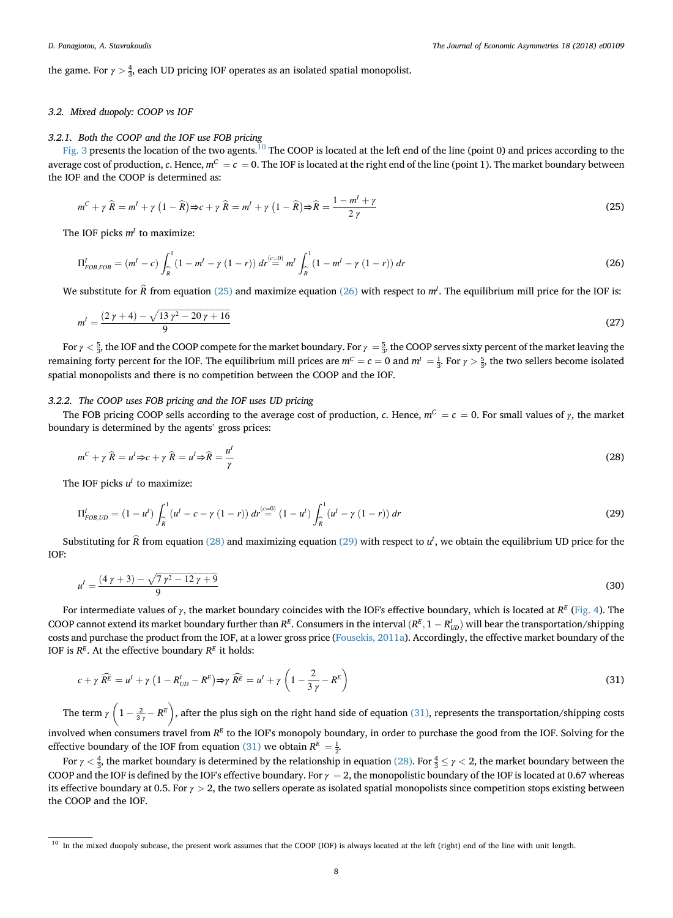the game. For $\gamma > \frac{4}{3}$, each UD pricing IOF operates as an isolated spatial monopolist.

### 3.2. Mixed duopoly: COOP vs IOF

#### 3.2.1. Both the COOP and the IOF use FOB pricing

Fig. 3 presents the location of the two agents.[10] The COOP is located at the left end of the line (point 0) and prices according to the average cost of production, $c$. Hence, $m^C = c = 0$. The IOF is located at the right end of the line (point 1). The market boundary between the IOF and the COOP is determined as:

$$m^C + \gamma \widehat{R} = m^I + \gamma \left(1 - \widehat{R}\right) \Rightarrow c + \gamma \widehat{R} = m^I + \gamma \left(1 - \widehat{R}\right) \Rightarrow \widehat{R} = \frac{1 - m^I + \gamma}{2\gamma} \tag{25}$$

The IOF picks $m^I$ to maximize:

$$\Pi^I_{FOB,FOB} = \left(m^I - c\right) \int_{\widehat{R}}^{1} \left(1 - m^I - \gamma\left(1 - r\right)\right) dr \overset{(c=0)}{=} m^I \int_{\widehat{R}}^{1} \left(1 - m^I - \gamma\left(1 - r\right)\right) dr \tag{26}$$

We substitute for $\widehat{R}$ from equation (25) and maximize equation (26) with respect to $m^I$. The equilibrium mill price for the IOF is:

$$m^I = \frac{(2\gamma + 4) - \sqrt{13\gamma^2 - 20\gamma + 16}}{9} \tag{27}$$

For $\gamma < \frac{5}{3}$, the IOF and the COOP compete for the market boundary. For $\gamma = \frac{5}{3}$, the COOP serves sixty percent of the market leaving the remaining forty percent for the IOF. The equilibrium mill prices are $m^C = c = 0$ and $m^I = \frac{1}{3}$. For $\gamma > \frac{5}{3}$, the two sellers become isolated spatial monopolists and there is no competition between the COOP and the IOF.

#### 3.2.2. The COOP uses FOB pricing and the IOF uses UD pricing

The FOB pricing COOP sells according to the average cost of production, $c$. Hence, $m^C = c = 0$. For small values of $\gamma$, the market boundary is determined by the agents' gross prices:

$$m^C + \gamma \widehat{R} = u^I \Rightarrow c + \gamma \widehat{R} = u^I \Rightarrow \widehat{R} = \frac{u^I}{\gamma} \tag{28}$$

The IOF picks $u^I$ to maximize:

$$\Pi^I_{FOB,UD} = \left(1 - u^I\right) \int_{\widehat{R}}^{1} \left(u^I - c - \gamma\left(1 - r\right)\right) dr \overset{(c=0)}{=} \left(1 - u^I\right) \int_{\widehat{R}}^{1} \left(u^I - \gamma\left(1 - r\right)\right) dr \tag{29}$$

Substituting for $\widehat{R}$ from equation (28) and maximizing equation (29) with respect to $u^I$, we obtain the equilibrium UD price for the IOF:

$$u^I = \frac{(4\gamma + 3) - \sqrt{7\gamma^2 - 12\gamma + 9}}{9} \tag{30}$$

For intermediate values of $\gamma$, the market boundary coincides with the IOF's effective boundary, which is located at $R^E$ (Fig. 4). The COOP cannot extend its market boundary further than $R^E$. Consumers in the interval $(R^E, 1 - R^I_{UD})$ will bear the transportation/shipping costs and purchase the product from the IOF, at a lower gross price (Fousekis, 2011a). Accordingly, the effective market boundary of the IOF is $R^E$. At the effective boundary $R^E$ it holds:

$$c + \gamma \widehat{R^E} = u^I + \gamma \left(1 - R^I_{UD} - R^E\right) \Rightarrow \gamma \widehat{R^E} = u^I + \gamma \left(1 - \frac{2}{3\gamma} - R^E\right) \tag{31}$$

The term $\gamma \left(1 - \frac{2}{3\gamma} - R^E\right)$, after the plus sigh on the right hand side of equation (31), represents the transportation/shipping costs involved when consumers travel from $R^E$ to the IOF's monopoly boundary, in order to purchase the good from the IOF. Solving for the effective boundary of the IOF from equation (31) we obtain $R^E = \frac{1}{2}$.

For $\gamma < \frac{4}{3}$, the market boundary is determined by the relationship in equation (28). For $\frac{4}{3} \leq \gamma < 2$, the market boundary between the COOP and the IOF is defined by the IOF's effective boundary. For $\gamma = 2$, the monopolistic boundary of the IOF is located at 0.67 whereas its effective boundary at 0.5. For $\gamma > 2$, the two sellers operate as isolated spatial monopolists since competition stops existing between the COOP and the IOF.

---

[10] In the mixed duopoly subcase, the present work assumes that the COOP (IOF) is always located at the left (right) end of the line with unit length.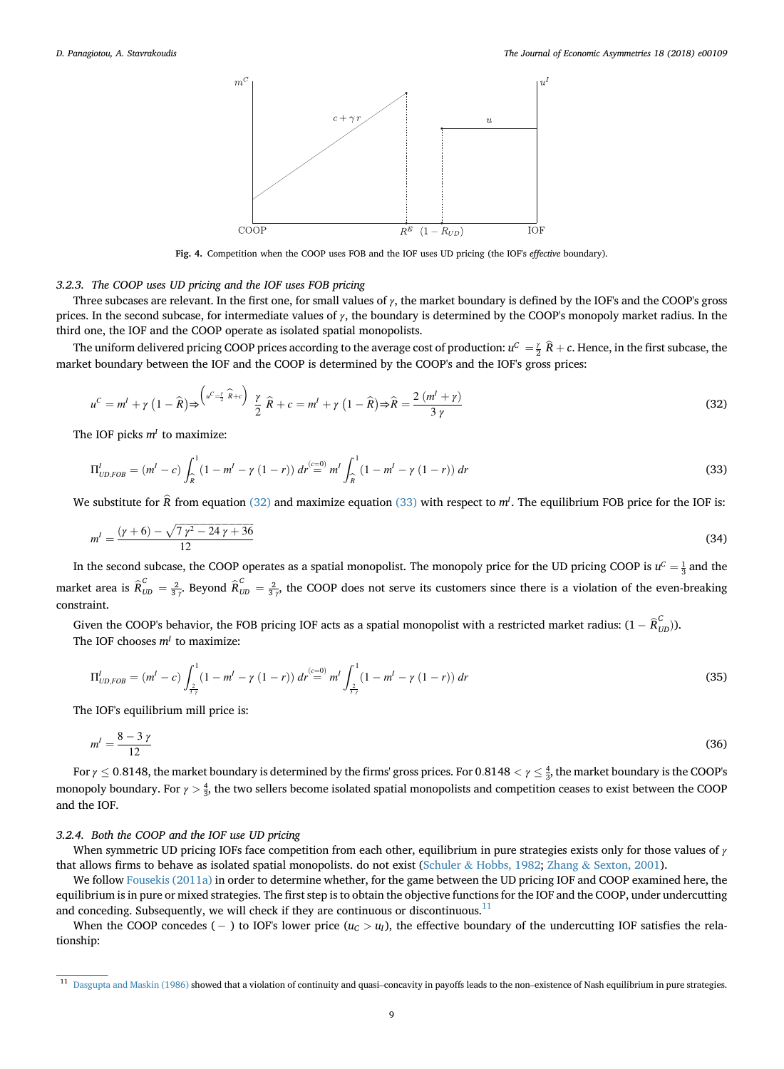Fig. 4. Competition when the COOP uses FOB and the IOF uses UD pricing (the IOF's *effective* boundary).

### 3.2.3. The COOP uses UD pricing and the IOF uses FOB pricing

Three subcases are relevant. In the first one, for small values of $\gamma$, the market boundary is defined by the IOF's and the COOP's gross prices. In the second subcase, for intermediate values of $\gamma$, the boundary is determined by the COOP's monopoly market radius. In the third one, the IOF and the COOP operate as isolated spatial monopolists.

The uniform delivered pricing COOP prices according to the average cost of production: $u^C = \frac{\gamma}{2}\widehat{R} + c$. Hence, in the first subcase, the market boundary between the IOF and the COOP is determined by the COOP's and the IOF's gross prices:

$$u^C = m^I + \gamma\left(1-\widehat{R}\right) \Rightarrow^{\left(u^C = \frac{\gamma}{2}\widehat{R}+c\right)} \frac{\gamma}{2}\widehat{R} + c = m^I + \gamma\left(1-\widehat{R}\right) \Rightarrow \widehat{R} = \frac{2\left(m^I+\gamma\right)}{3\gamma} \tag{32}$$

The IOF picks $m^I$ to maximize:

$$\Pi^I_{UD,FOB} = \left(m^I - c\right)\int_{\widehat{R}}^{1}\left(1 - m^I - \gamma(1-r)\right)dr \overset{(c=0)}{=} m^I \int_{\widehat{R}}^{1}\left(1 - m^I - \gamma(1-r)\right)dr \tag{33}$$

We substitute for $\widehat{R}$ from equation (32) and maximize equation (33) with respect to $m^I$. The equilibrium FOB price for the IOF is:

$$m^I = \frac{(\gamma+6) - \sqrt{7\gamma^2 - 24\gamma + 36}}{12} \tag{34}$$

In the second subcase, the COOP operates as a spatial monopolist. The monopoly price for the UD pricing COOP is $u^C = \frac{1}{3}$ and the market area is $\widehat{R}^C_{UD} = \frac{2}{3\gamma}$. Beyond $\widehat{R}^C_{UD} = \frac{2}{3\gamma}$, the COOP does not serve its customers since there is a violation of the even-breaking constraint.

Given the COOP's behavior, the FOB pricing IOF acts as a spatial monopolist with a restricted market radius: $(1 - \widehat{R}^C_{UD})$).

The IOF chooses $m^I$ to maximize:

$$\Pi^I_{UD,FOB} = \left(m^I - c\right)\int_{\frac{2}{3\gamma}}^{1}\left(1 - m^I - \gamma(1-r)\right)dr \overset{(c=0)}{=} m^I \int_{\frac{2}{3\gamma}}^{1}\left(1 - m^I - \gamma(1-r)\right)dr \tag{35}$$

The IOF's equilibrium mill price is:

$$m^I = \frac{8 - 3\gamma}{12} \tag{36}$$

For $\gamma \leq 0.8148$, the market boundary is determined by the firms' gross prices. For $0.8148 < \gamma \leq \frac{4}{3}$, the market boundary is the COOP's monopoly boundary. For $\gamma > \frac{4}{3}$, the two sellers become isolated spatial monopolists and competition ceases to exist between the COOP and the IOF.

### 3.2.4. Both the COOP and the IOF use UD pricing

When symmetric UD pricing IOFs face competition from each other, equilibrium in pure strategies exists only for those values of $\gamma$ that allows firms to behave as isolated spatial monopolists. do not exist (Schuler & Hobbs, 1982; Zhang & Sexton, 2001).

We follow Fousekis (2011a) in order to determine whether, for the game between the UD pricing IOF and COOP examined here, the equilibrium is in pure or mixed strategies. The first step is to obtain the objective functions for the IOF and the COOP, under undercutting and conceding. Subsequently, we will check if they are continuous or discontinuous.[11]

When the COOP concedes ( − ) to IOF's lower price ($u_C > u_I$), the effective boundary of the undercutting IOF satisfies the relationship:

[11] Dasgupta and Maskin (1986) showed that a violation of continuity and quasi–concavity in payoffs leads to the non–existence of Nash equilibrium in pure strategies.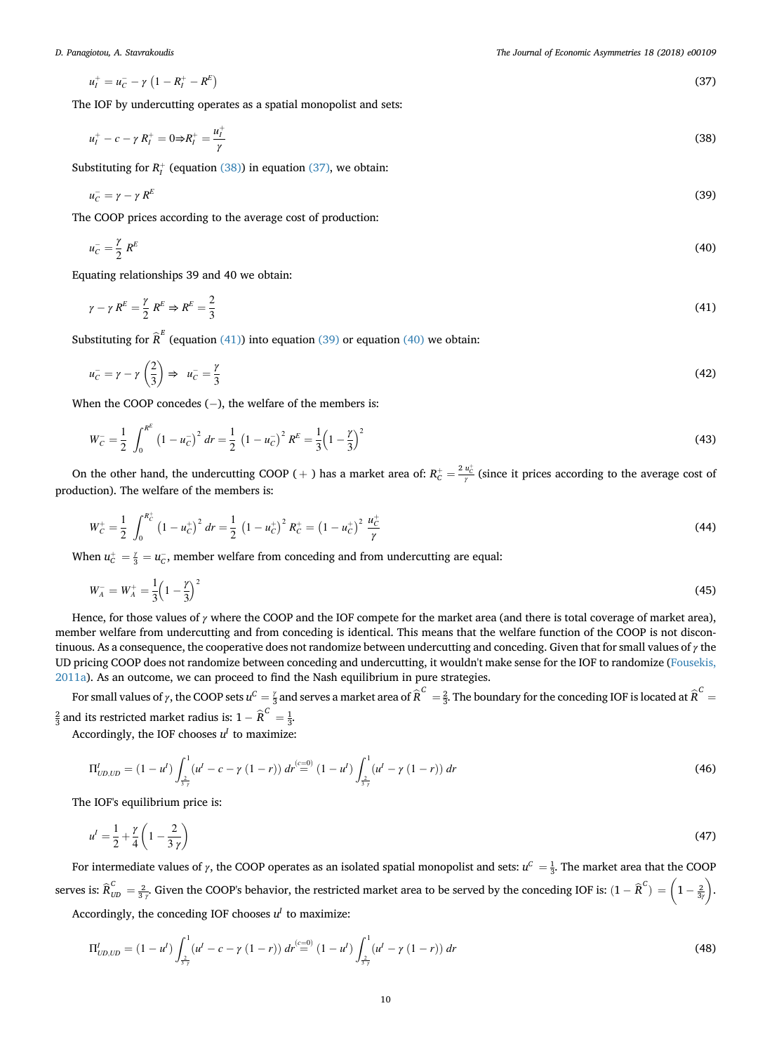$$u_I^+ = u_C^- - \gamma\left(1 - R_I^+ - R^E\right) \tag{37}$$

The IOF by undercutting operates as a spatial monopolist and sets:

$$u_I^+ - c - \gamma\, R_I^+ = 0 \Rightarrow R_I^+ = \frac{u_I^+}{\gamma} \tag{38}$$

Substituting for $R_I^+$ (equation (38)) in equation (37), we obtain:

$$u_C^- = \gamma - \gamma\, R^E \tag{39}$$

The COOP prices according to the average cost of production:

$$u_C^- = \frac{\gamma}{2}\, R^E \tag{40}$$

Equating relationships 39 and 40 we obtain:

$$\gamma - \gamma\, R^E = \frac{\gamma}{2}\, R^E \Rightarrow R^E = \frac{2}{3} \tag{41}$$

Substituting for $\widehat{R}^E$ (equation (41)) into equation (39) or equation (40) we obtain:

$$u_C^- = \gamma - \gamma\left(\frac{2}{3}\right) \Rightarrow \; u_C^- = \frac{\gamma}{3} \tag{42}$$

When the COOP concedes ($-$), the welfare of the members is:

$$W_C^- = \frac{1}{2}\int_0^{R^E}\left(1 - u_C^-\right)^2 dr = \frac{1}{2}\left(1 - u_C^-\right)^2 R^E = \frac{1}{3}\left(1 - \frac{\gamma}{3}\right)^2 \tag{43}$$

On the other hand, the undercutting COOP ($+$) has a market area of: $R_C^+ = \frac{2\, u_C^+}{\gamma}$ (since it prices according to the average cost of production). The welfare of the members is:

$$W_C^+ = \frac{1}{2}\int_0^{R_C^+}\left(1 - u_C^+\right)^2 dr = \frac{1}{2}\left(1 - u_C^+\right)^2 R_C^+ = \left(1 - u_C^+\right)^2 \frac{u_C^+}{\gamma} \tag{44}$$

When $u_C^+ = \frac{\gamma}{3} = u_C^-$, member welfare from conceding and from undercutting are equal:

$$W_A^- = W_A^+ = \frac{1}{3}\left(1 - \frac{\gamma}{3}\right)^2 \tag{45}$$

Hence, for those values of $\gamma$ where the COOP and the IOF compete for the market area (and there is total coverage of market area), member welfare from undercutting and from conceding is identical. This means that the welfare function of the COOP is not discontinuous. As a consequence, the cooperative does not randomize between undercutting and conceding. Given that for small values of $\gamma$ the UD pricing COOP does not randomize between conceding and undercutting, it wouldn't make sense for the IOF to randomize (Fousekis, 2011a). As an outcome, we can proceed to find the Nash equilibrium in pure strategies.

For small values of $\gamma$, the COOP sets $u^C = \frac{\gamma}{3}$ and serves a market area of $\widehat{R}^C = \frac{2}{3}$. The boundary for the conceding IOF is located at $\widehat{R}^C = \frac{2}{3}$ and its restricted market radius is: $1 - \widehat{R}^C = \frac{1}{3}$.

Accordingly, the IOF chooses $u^I$ to maximize:

$$\Pi^I_{UD,UD} = \left(1 - u^I\right)\int_{\frac{2}{3\gamma}}^{1}\left(u^I - c - \gamma\,(1 - r)\right) dr \overset{(c=0)}{=} \left(1 - u^I\right)\int_{\frac{2}{3\gamma}}^{1}\left(u^I - \gamma\,(1 - r)\right) dr \tag{46}$$

The IOF's equilibrium price is:

$$u^I = \frac{1}{2} + \frac{\gamma}{4}\left(1 - \frac{2}{3\,\gamma}\right) \tag{47}$$

For intermediate values of $\gamma$, the COOP operates as an isolated spatial monopolist and sets: $u^C = \frac{1}{3}$. The market area that the COOP serves is: $\widehat{R}^C_{UD} = \frac{2}{3\,\gamma}$. Given the COOP's behavior, the restricted market area to be served by the conceding IOF is: $(1 - \widehat{R}^C) = \left(1 - \frac{2}{3\gamma}\right)$.

Accordingly, the conceding IOF chooses $u^I$ to maximize:

$$\Pi^I_{UD,UD} = \left(1 - u^I\right)\int_{\frac{2}{3\gamma}}^{1}\left(u^I - c - \gamma\,(1 - r)\right) dr \overset{(c=0)}{=} \left(1 - u^I\right)\int_{\frac{2}{3\gamma}}^{1}\left(u^I - \gamma\,(1 - r)\right) dr \tag{48}$$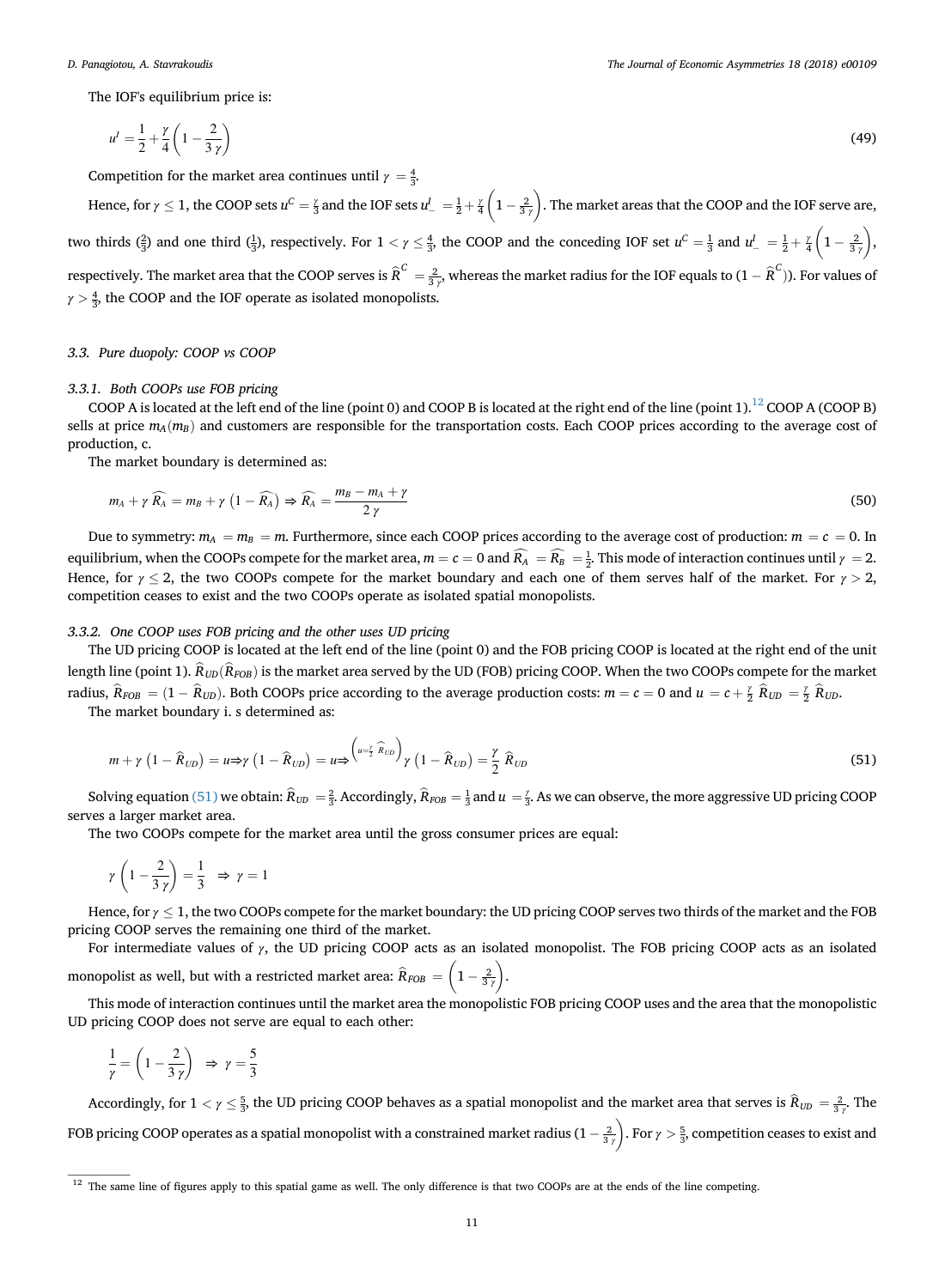The IOF's equilibrium price is:

$$u^I = \frac{1}{2} + \frac{\gamma}{4}\left(1 - \frac{2}{3\,\gamma}\right) \tag{49}$$

Competition for the market area continues until $\gamma = \frac{4}{3}$.

Hence, for $\gamma \leq 1$, the COOP sets $u^C = \frac{\gamma}{3}$ and the IOF sets $u^I_{-} = \frac{1}{2} + \frac{\gamma}{4}\left(1 - \frac{2}{3\gamma}\right)$. The market areas that the COOP and the IOF serve are, two thirds ($\frac{2}{3}$) and one third ($\frac{1}{3}$), respectively. For $1 < \gamma \leq \frac{4}{3}$, the COOP and the conceding IOF set $u^C = \frac{1}{3}$ and $u^I_{-} = \frac{1}{2} + \frac{\gamma}{4}\left(1 - \frac{2}{3\gamma}\right)$, respectively. The market area that the COOP serves is $\widehat{R}^C = \frac{2}{3\gamma}$, whereas the market radius for the IOF equals to $(1 - \widehat{R}^C)$). For values of $\gamma > \frac{4}{3}$, the COOP and the IOF operate as isolated monopolists.

### 3.3. Pure duopoly: COOP vs COOP

#### 3.3.1. Both COOPs use FOB pricing

COOP A is located at the left end of the line (point 0) and COOP B is located at the right end of the line (point 1).[12] COOP A (COOP B) sells at price $m_A(m_B)$ and customers are responsible for the transportation costs. Each COOP prices according to the average cost of production, c.

The market boundary is determined as:

$$m_A + \gamma\,\widehat{R_A} = m_B + \gamma\left(1 - \widehat{R_A}\right) \Rightarrow \widehat{R_A} = \frac{m_B - m_A + \gamma}{2\,\gamma} \tag{50}$$

Due to symmetry: $m_A = m_B = m$. Furthermore, since each COOP prices according to the average cost of production: $m = c = 0$. In equilibrium, when the COOPs compete for the market area, $m = c = 0$ and $\widehat{R_A} = \widehat{R_B} = \frac{1}{2}$. This mode of interaction continues until $\gamma = 2$. Hence, for $\gamma \leq 2$, the two COOPs compete for the market boundary and each one of them serves half of the market. For $\gamma > 2$, competition ceases to exist and the two COOPs operate as isolated spatial monopolists.

#### 3.3.2. One COOP uses FOB pricing and the other uses UD pricing

The UD pricing COOP is located at the left end of the line (point 0) and the FOB pricing COOP is located at the right end of the unit length line (point 1). $\widehat{R}_{UD}(\widehat{R}_{FOB})$ is the market area served by the UD (FOB) pricing COOP. When the two COOPs compete for the market radius, $\widehat{R}_{FOB} = (1 - \widehat{R}_{UD})$. Both COOPs price according to the average production costs: $m = c = 0$ and $u = c + \frac{\gamma}{2}\,\widehat{R}_{UD} = \frac{\gamma}{2}\,\widehat{R}_{UD}$.

The market boundary i. s determined as:

$$m + \gamma\left(1 - \widehat{R}_{UD}\right) = u \Rightarrow \gamma\left(1 - \widehat{R}_{UD}\right) = u \overset{\left(u = \frac{\gamma}{2}\,\widehat{R}_{UD}\right)}{\Rightarrow} \gamma\left(1 - \widehat{R}_{UD}\right) = \frac{\gamma}{2}\,\widehat{R}_{UD} \tag{51}$$

Solving equation (51) we obtain: $\widehat{R}_{UD} = \frac{2}{3}$. Accordingly, $\widehat{R}_{FOB} = \frac{1}{3}$ and $u = \frac{\gamma}{3}$. As we can observe, the more aggressive UD pricing COOP serves a larger market area.

The two COOPs compete for the market area until the gross consumer prices are equal:

$$\gamma\left(1 - \frac{2}{3\,\gamma}\right) = \frac{1}{3} \;\Rightarrow\; \gamma = 1$$

Hence, for $\gamma \leq 1$, the two COOPs compete for the market boundary: the UD pricing COOP serves two thirds of the market and the FOB pricing COOP serves the remaining one third of the market.

For intermediate values of $\gamma$, the UD pricing COOP acts as an isolated monopolist. The FOB pricing COOP acts as an isolated monopolist as well, but with a restricted market area: $\widehat{R}_{FOB} = \left(1 - \frac{2}{3\gamma}\right)$.

This mode of interaction continues until the market area the monopolistic FOB pricing COOP uses and the area that the monopolistic UD pricing COOP does not serve are equal to each other:

$$\frac{1}{\gamma} = \left(1 - \frac{2}{3\,\gamma}\right) \;\Rightarrow\; \gamma = \frac{5}{3}$$

Accordingly, for $1 < \gamma \leq \frac{5}{3}$, the UD pricing COOP behaves as a spatial monopolist and the market area that serves is $\widehat{R}_{UD} = \frac{2}{3\gamma}$. The FOB pricing COOP operates as a spatial monopolist with a constrained market radius $(1 - \frac{2}{3\gamma})$. For $\gamma > \frac{5}{3}$, competition ceases to exist and

[12] The same line of figures apply to this spatial game as well. The only difference is that two COOPs are at the ends of the line competing.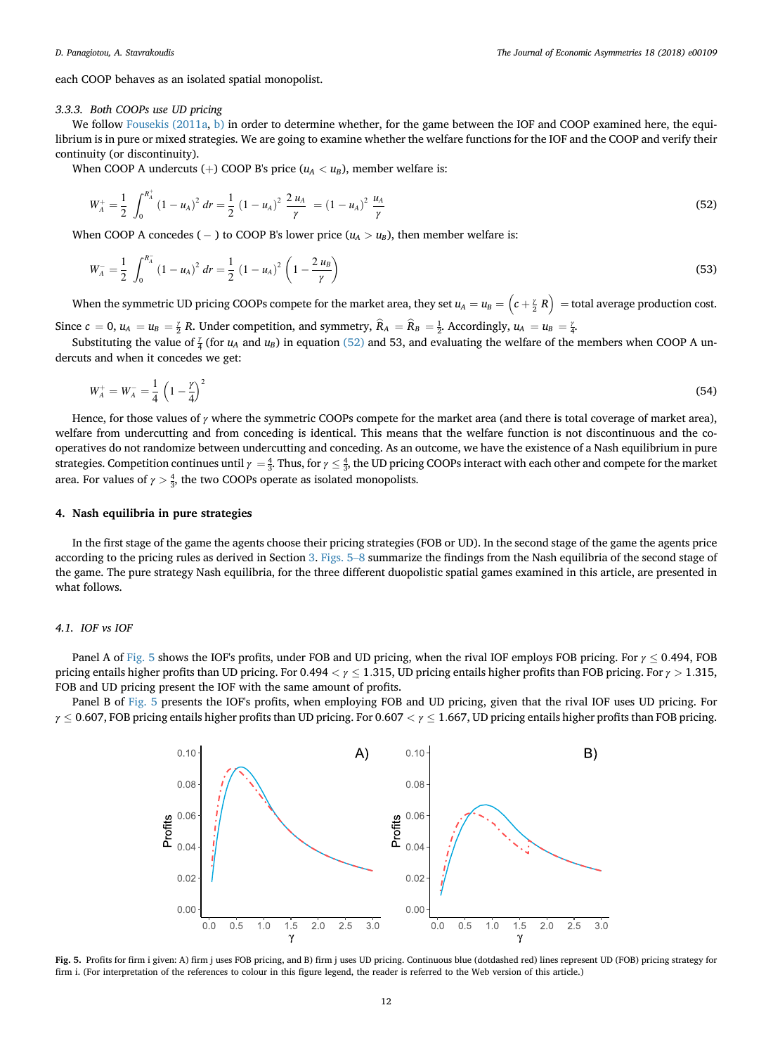each COOP behaves as an isolated spatial monopolist.

#### 3.3.3. Both COOPs use UD pricing

We follow Fousekis (2011a, b) in order to determine whether, for the game between the IOF and COOP examined here, the equilibrium is in pure or mixed strategies. We are going to examine whether the welfare functions for the IOF and the COOP and verify their continuity (or discontinuity).

When COOP A undercuts (+) COOP B's price ($u_A < u_B$), member welfare is:

$$W_A^+ = \frac{1}{2}\int_0^{R_A^+} (1-u_A)^2\, dr = \frac{1}{2}\,(1-u_A)^2\,\frac{2\,u_A}{\gamma} = (1-u_A)^2\,\frac{u_A}{\gamma} \tag{52}$$

When COOP A concedes ( − ) to COOP B's lower price ($u_A > u_B$), then member welfare is:

$$W_A^- = \frac{1}{2}\int_0^{R_A^-} (1-u_A)^2\, dr = \frac{1}{2}\,(1-u_A)^2\left(1-\frac{2\,u_B}{\gamma}\right) \tag{53}$$

When the symmetric UD pricing COOPs compete for the market area, they set $u_A = u_B = \left(c + \frac{\gamma}{2}\,R\right)$ = total average production cost. Since $c = 0$, $u_A = u_B = \frac{\gamma}{2}\,R$. Under competition, and symmetry, $\widehat{R}_A = \widehat{R}_B = \frac{1}{2}$. Accordingly, $u_A = u_B = \frac{\gamma}{4}$.

Substituting the value of $\frac{\gamma}{4}$ (for $u_A$ and $u_B$) in equation (52) and 53, and evaluating the welfare of the members when COOP A undercuts and when it concedes we get:

$$W_A^+ = W_A^- = \frac{1}{4}\left(1-\frac{\gamma}{4}\right)^2 \tag{54}$$

Hence, for those values of $\gamma$ where the symmetric COOPs compete for the market area (and there is total coverage of market area), welfare from undercutting and from conceding is identical. This means that the welfare function is not discontinuous and the cooperatives do not randomize between undercutting and conceding. As an outcome, we have the existence of a Nash equilibrium in pure strategies. Competition continues until $\gamma = \frac{4}{3}$. Thus, for $\gamma \le \frac{4}{3}$, the UD pricing COOPs interact with each other and compete for the market area. For values of $\gamma > \frac{4}{3}$, the two COOPs operate as isolated monopolists.

## 4. Nash equilibria in pure strategies

In the first stage of the game the agents choose their pricing strategies (FOB or UD). In the second stage of the game the agents price according to the pricing rules as derived in Section 3. Figs. 5–8 summarize the findings from the Nash equilibria of the second stage of the game. The pure strategy Nash equilibria, for the three different duopolistic spatial games examined in this article, are presented in what follows.

### 4.1. IOF vs IOF

Panel A of Fig. 5 shows the IOF's profits, under FOB and UD pricing, when the rival IOF employs FOB pricing. For $\gamma \le 0.494$, FOB pricing entails higher profits than UD pricing. For $0.494 < \gamma \le 1.315$, UD pricing entails higher profits than FOB pricing. For $\gamma > 1.315$, FOB and UD pricing present the IOF with the same amount of profits.

Panel B of Fig. 5 presents the IOF's profits, when employing FOB and UD pricing, given that the rival IOF uses UD pricing. For $\gamma \le 0.607$, FOB pricing entails higher profits than UD pricing. For $0.607 < \gamma \le 1.667$, UD pricing entails higher profits than FOB pricing.

**Fig. 5.** Profits for firm i given: A) firm j uses FOB pricing, and B) firm j uses UD pricing. Continuous blue (dotdashed red) lines represent UD (FOB) pricing strategy for firm i. (For interpretation of the references to colour in this figure legend, the reader is referred to the Web version of this article.)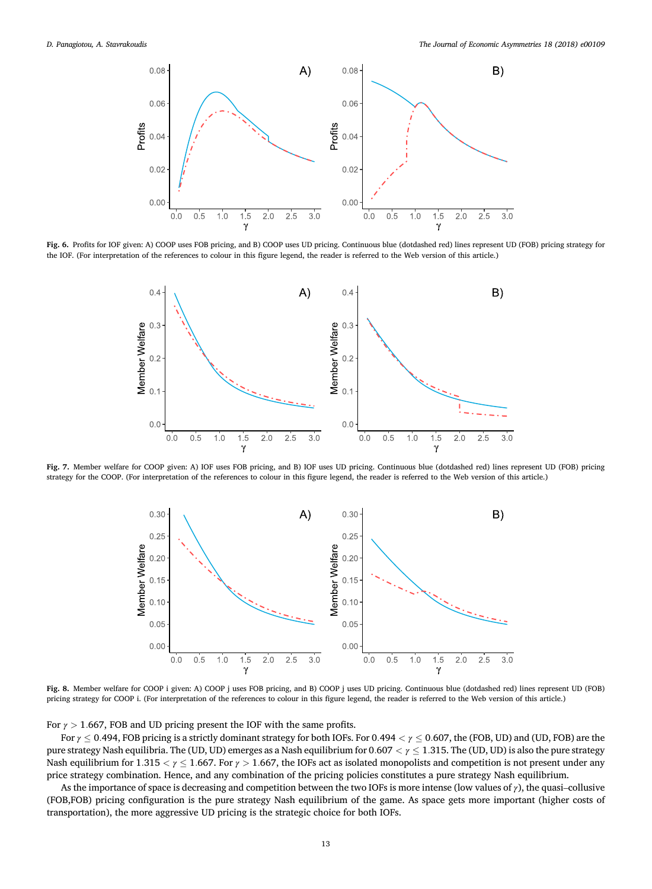Fig. 6. Profits for IOF given: A) COOP uses FOB pricing, and B) COOP uses UD pricing. Continuous blue (dotdashed red) lines represent UD (FOB) pricing strategy for the IOF. (For interpretation of the references to colour in this figure legend, the reader is referred to the Web version of this article.)

Fig. 7. Member welfare for COOP given: A) IOF uses FOB pricing, and B) IOF uses UD pricing. Continuous blue (dotdashed red) lines represent UD (FOB) pricing strategy for the COOP. (For interpretation of the references to colour in this figure legend, the reader is referred to the Web version of this article.)

Fig. 8. Member welfare for COOP i given: A) COOP j uses FOB pricing, and B) COOP j uses UD pricing. Continuous blue (dotdashed red) lines represent UD (FOB) pricing strategy for COOP i. (For interpretation of the references to colour in this figure legend, the reader is referred to the Web version of this article.)

For $\gamma > 1.667$, FOB and UD pricing present the IOF with the same profits.

For $\gamma \leq 0.494$, FOB pricing is a strictly dominant strategy for both IOFs. For $0.494 < \gamma \leq 0.607$, the (FOB, UD) and (UD, FOB) are the pure strategy Nash equilibria. The (UD, UD) emerges as a Nash equilibrium for $0.607 < \gamma \leq 1.315$. The (UD, UD) is also the pure strategy Nash equilibrium for $1.315 < \gamma \leq 1.667$. For $\gamma > 1.667$, the IOFs act as isolated monopolists and competition is not present under any price strategy combination. Hence, and any combination of the pricing policies constitutes a pure strategy Nash equilibrium.

As the importance of space is decreasing and competition between the two IOFs is more intense (low values of $\gamma$), the quasi–collusive (FOB,FOB) pricing configuration is the pure strategy Nash equilibrium of the game. As space gets more important (higher costs of transportation), the more aggressive UD pricing is the strategic choice for both IOFs.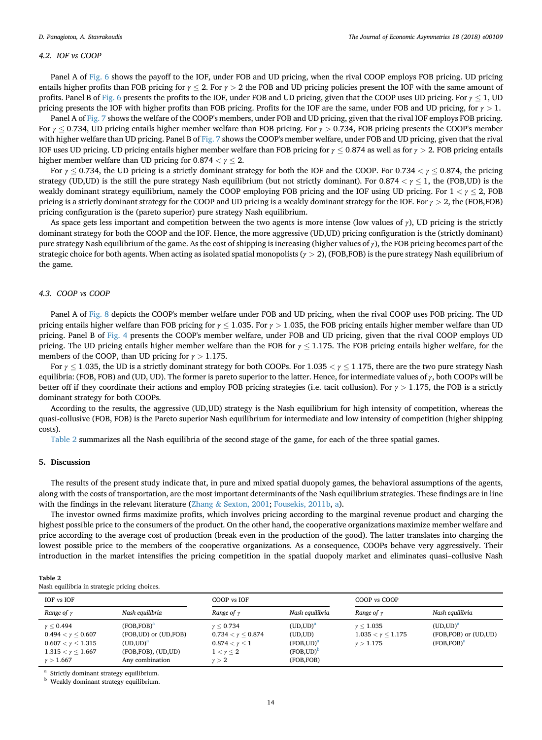### 4.2. IOF vs COOP

Panel A of Fig. 6 shows the payoff to the IOF, under FOB and UD pricing, when the rival COOP employs FOB pricing. UD pricing entails higher profits than FOB pricing for $\gamma \leq 2$. For $\gamma > 2$ the FOB and UD pricing policies present the IOF with the same amount of profits. Panel B of Fig. 6 presents the profits to the IOF, under FOB and UD pricing, given that the COOP uses UD pricing. For $\gamma \leq 1$, UD pricing presents the IOF with higher profits than FOB pricing. Profits for the IOF are the same, under FOB and UD pricing, for $\gamma > 1$.

Panel A of Fig. 7 shows the welfare of the COOP's members, under FOB and UD pricing, given that the rival IOF employs FOB pricing. For $\gamma \leq 0.734$, UD pricing entails higher member welfare than FOB pricing. For $\gamma > 0.734$, FOB pricing presents the COOP's member with higher welfare than UD pricing. Panel B of Fig. 7 shows the COOP's member welfare, under FOB and UD pricing, given that the rival IOF uses UD pricing. UD pricing entails higher member welfare than FOB pricing for $\gamma \leq 0.874$ as well as for $\gamma > 2$. FOB pricing entails higher member welfare than UD pricing for $0.874 < \gamma \leq 2$.

For $\gamma \leq 0.734$, the UD pricing is a strictly dominant strategy for both the IOF and the COOP. For $0.734 < \gamma \leq 0.874$, the pricing strategy (UD,UD) is the still the pure strategy Nash equilibrium (but not strictly dominant). For $0.874 < \gamma \leq 1$, the (FOB,UD) is the weakly dominant strategy equilibrium, namely the COOP employing FOB pricing and the IOF using UD pricing. For $1 < \gamma \leq 2$, FOB pricing is a strictly dominant strategy for the COOP and UD pricing is a weakly dominant strategy for the IOF. For $\gamma > 2$, the (FOB,FOB) pricing configuration is the (pareto superior) pure strategy Nash equilibrium.

As space gets less important and competition between the two agents is more intense (low values of $\gamma$), UD pricing is the strictly dominant strategy for both the COOP and the IOF. Hence, the more aggressive (UD,UD) pricing configuration is the (strictly dominant) pure strategy Nash equilibrium of the game. As the cost of shipping is increasing (higher values of $\gamma$), the FOB pricing becomes part of the strategic choice for both agents. When acting as isolated spatial monopolists ($\gamma > 2$), (FOB,FOB) is the pure strategy Nash equilibrium of the game.

### 4.3. COOP vs COOP

Panel A of Fig. 8 depicts the COOP's member welfare under FOB and UD pricing, when the rival COOP uses FOB pricing. The UD pricing entails higher welfare than FOB pricing for $\gamma \leq 1.035$. For $\gamma > 1.035$, the FOB pricing entails higher member welfare than UD pricing. Panel B of Fig. 4 presents the COOP's member welfare, under FOB and UD pricing, given that the rival COOP employs UD pricing. The UD pricing entails higher member welfare than the FOB for $\gamma \leq 1.175$. The FOB pricing entails higher welfare, for the members of the COOP, than UD pricing for $\gamma > 1.175$.

For $\gamma \leq 1.035$, the UD is a strictly dominant strategy for both COOPs. For $1.035 < \gamma \leq 1.175$, there are the two pure strategy Nash equilibria: (FOB, FOB) and (UD, UD). The former is pareto superior to the latter. Hence, for intermediate values of $\gamma$, both COOPs will be better off if they coordinate their actions and employ FOB pricing strategies (i.e. tacit collusion). For $\gamma > 1.175$, the FOB is a strictly dominant strategy for both COOPs.

According to the results, the aggressive (UD,UD) strategy is the Nash equilibrium for high intensity of competition, whereas the quasi-collusive (FOB, FOB) is the Pareto superior Nash equilibrium for intermediate and low intensity of competition (higher shipping costs).

Table 2 summarizes all the Nash equilibria of the second stage of the game, for each of the three spatial games.

## 5. Discussion

The results of the present study indicate that, in pure and mixed spatial duopoly games, the behavioral assumptions of the agents, along with the costs of transportation, are the most important determinants of the Nash equilibrium strategies. These findings are in line with the findings in the relevant literature (Zhang & Sexton, 2001; Fousekis, 2011b, a).

The investor owned firms maximize profits, which involves pricing according to the marginal revenue product and charging the highest possible price to the consumers of the product. On the other hand, the cooperative organizations maximize member welfare and price according to the average cost of production (break even in the production of the good). The latter translates into charging the lowest possible price to the members of the cooperative organizations. As a consequence, COOPs behave very aggressively. Their introduction in the market intensifies the pricing competition in the spatial duopoly market and eliminates quasi–collusive Nash

**Table 2**
Nash equilibria in strategic pricing choices.

| IOF vs IOF | | COOP vs IOF | | COOP vs COOP | |
|---|---|---|---|---|---|
| *Range of* $\gamma$ | *Nash equilibria* | *Range of* $\gamma$ | *Nash equilibria* | *Range of* $\gamma$ | *Nash equilibria* |
| $\gamma \leq 0.494$ | (FOB,FOB)[a] | $\gamma \leq 0.734$ | (UD,UD)[a] | $\gamma \leq 1.035$ | (UD,UD)[a] |
| $0.494 < \gamma \leq 0.607$ | (FOB,UD) or (UD,FOB) | $0.734 < \gamma \leq 0.874$ | (UD,UD) | $1.035 < \gamma \leq 1.175$ | (FOB,FOB) or (UD,UD) |
| $0.607 < \gamma \leq 1.315$ | (UD,UD)[a] | $0.874 < \gamma \leq 1$ | (FOB,UD)[a] | $\gamma > 1.175$ | (FOB,FOB)[a] |
| $1.315 < \gamma \leq 1.667$ | (FOB,FOB), (UD,UD) | $1 < \gamma \leq 2$ | (FOB,UD)[b] | | |
| $\gamma > 1.667$ | Any combination | $\gamma > 2$ | (FOB,FOB) | | |

[a] Strictly dominant strategy equilibrium.
[b] Weakly dominant strategy equilibrium.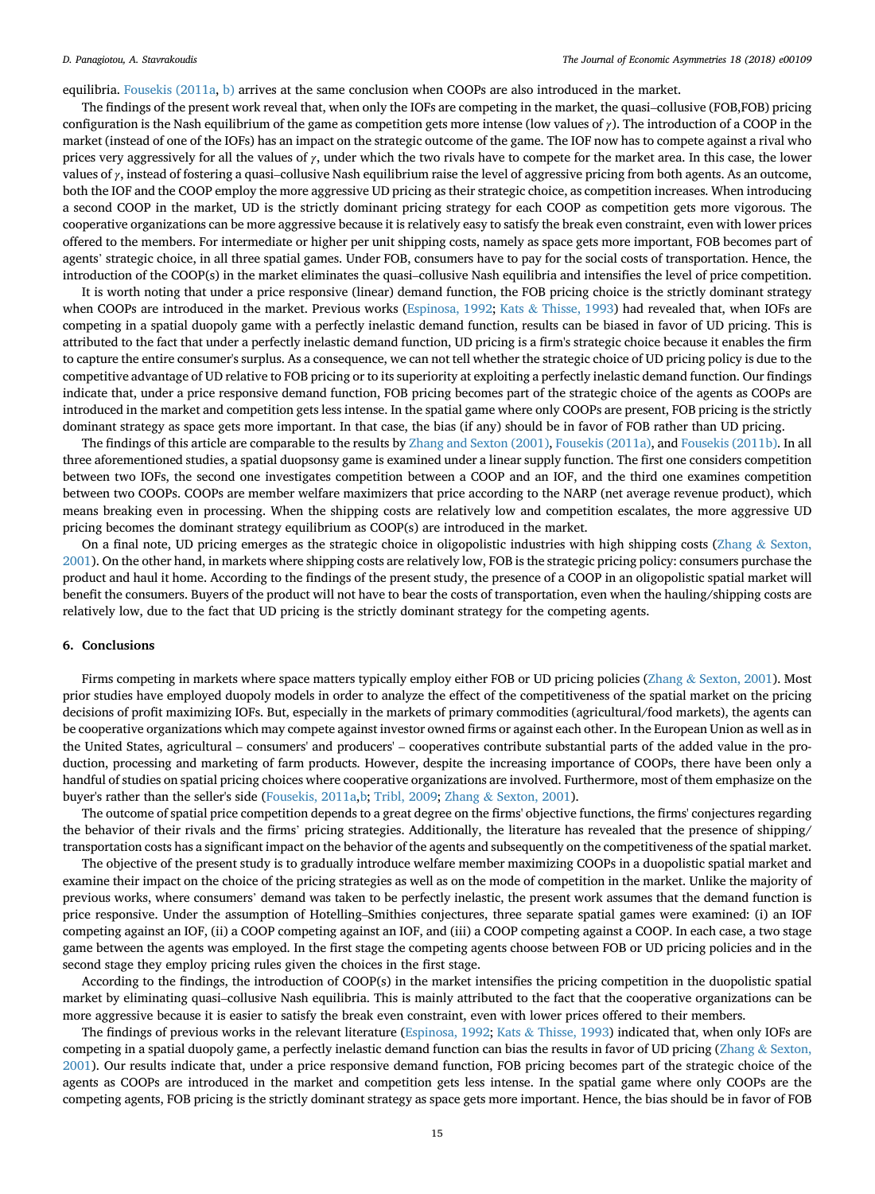equilibria. Fousekis (2011a, b) arrives at the same conclusion when COOPs are also introduced in the market.

The findings of the present work reveal that, when only the IOFs are competing in the market, the quasi–collusive (FOB,FOB) pricing configuration is the Nash equilibrium of the game as competition gets more intense (low values of $\gamma$). The introduction of a COOP in the market (instead of one of the IOFs) has an impact on the strategic outcome of the game. The IOF now has to compete against a rival who prices very aggressively for all the values of $\gamma$, under which the two rivals have to compete for the market area. In this case, the lower values of $\gamma$, instead of fostering a quasi–collusive Nash equilibrium raise the level of aggressive pricing from both agents. As an outcome, both the IOF and the COOP employ the more aggressive UD pricing as their strategic choice, as competition increases. When introducing a second COOP in the market, UD is the strictly dominant pricing strategy for each COOP as competition gets more vigorous. The cooperative organizations can be more aggressive because it is relatively easy to satisfy the break even constraint, even with lower prices offered to the members. For intermediate or higher per unit shipping costs, namely as space gets more important, FOB becomes part of agents' strategic choice, in all three spatial games. Under FOB, consumers have to pay for the social costs of transportation. Hence, the introduction of the COOP(s) in the market eliminates the quasi–collusive Nash equilibria and intensifies the level of price competition.

It is worth noting that under a price responsive (linear) demand function, the FOB pricing choice is the strictly dominant strategy when COOPs are introduced in the market. Previous works (Espinosa, 1992; Kats & Thisse, 1993) had revealed that, when IOFs are competing in a spatial duopoly game with a perfectly inelastic demand function, results can be biased in favor of UD pricing. This is attributed to the fact that under a perfectly inelastic demand function, UD pricing is a firm's strategic choice because it enables the firm to capture the entire consumer's surplus. As a consequence, we can not tell whether the strategic choice of UD pricing policy is due to the competitive advantage of UD relative to FOB pricing or to its superiority at exploiting a perfectly inelastic demand function. Our findings indicate that, under a price responsive demand function, FOB pricing becomes part of the strategic choice of the agents as COOPs are introduced in the market and competition gets less intense. In the spatial game where only COOPs are present, FOB pricing is the strictly dominant strategy as space gets more important. In that case, the bias (if any) should be in favor of FOB rather than UD pricing.

The findings of this article are comparable to the results by Zhang and Sexton (2001), Fousekis (2011a), and Fousekis (2011b). In all three aforementioned studies, a spatial duopsony game is examined under a linear supply function. The first one considers competition between two IOFs, the second one investigates competition between a COOP and an IOF, and the third one examines competition between two COOPs. COOPs are member welfare maximizers that price according to the NARP (net average revenue product), which means breaking even in processing. When the shipping costs are relatively low and competition escalates, the more aggressive UD pricing becomes the dominant strategy equilibrium as COOP(s) are introduced in the market.

On a final note, UD pricing emerges as the strategic choice in oligopolistic industries with high shipping costs (Zhang & Sexton, 2001). On the other hand, in markets where shipping costs are relatively low, FOB is the strategic pricing policy: consumers purchase the product and haul it home. According to the findings of the present study, the presence of a COOP in an oligopolistic spatial market will benefit the consumers. Buyers of the product will not have to bear the costs of transportation, even when the hauling/shipping costs are relatively low, due to the fact that UD pricing is the strictly dominant strategy for the competing agents.

## 6. Conclusions

Firms competing in markets where space matters typically employ either FOB or UD pricing policies (Zhang & Sexton, 2001). Most prior studies have employed duopoly models in order to analyze the effect of the competitiveness of the spatial market on the pricing decisions of profit maximizing IOFs. But, especially in the markets of primary commodities (agricultural/food markets), the agents can be cooperative organizations which may compete against investor owned firms or against each other. In the European Union as well as in the United States, agricultural – consumers' and producers' – cooperatives contribute substantial parts of the added value in the production, processing and marketing of farm products. However, despite the increasing importance of COOPs, there have been only a handful of studies on spatial pricing choices where cooperative organizations are involved. Furthermore, most of them emphasize on the buyer's rather than the seller's side (Fousekis, 2011a,b; Tribl, 2009; Zhang & Sexton, 2001).

The outcome of spatial price competition depends to a great degree on the firms' objective functions, the firms' conjectures regarding the behavior of their rivals and the firms' pricing strategies. Additionally, the literature has revealed that the presence of shipping/transportation costs has a significant impact on the behavior of the agents and subsequently on the competitiveness of the spatial market.

The objective of the present study is to gradually introduce welfare member maximizing COOPs in a duopolistic spatial market and examine their impact on the choice of the pricing strategies as well as on the mode of competition in the market. Unlike the majority of previous works, where consumers' demand was taken to be perfectly inelastic, the present work assumes that the demand function is price responsive. Under the assumption of Hotelling–Smithies conjectures, three separate spatial games were examined: (i) an IOF competing against an IOF, (ii) a COOP competing against an IOF, and (iii) a COOP competing against a COOP. In each case, a two stage game between the agents was employed. In the first stage the competing agents choose between FOB or UD pricing policies and in the second stage they employ pricing rules given the choices in the first stage.

According to the findings, the introduction of COOP(s) in the market intensifies the pricing competition in the duopolistic spatial market by eliminating quasi–collusive Nash equilibria. This is mainly attributed to the fact that the cooperative organizations can be more aggressive because it is easier to satisfy the break even constraint, even with lower prices offered to their members.

The findings of previous works in the relevant literature (Espinosa, 1992; Kats & Thisse, 1993) indicated that, when only IOFs are competing in a spatial duopoly game, a perfectly inelastic demand function can bias the results in favor of UD pricing (Zhang & Sexton, 2001). Our results indicate that, under a price responsive demand function, FOB pricing becomes part of the strategic choice of the agents as COOPs are introduced in the market and competition gets less intense. In the spatial game where only COOPs are the competing agents, FOB pricing is the strictly dominant strategy as space gets more important. Hence, the bias should be in favor of FOB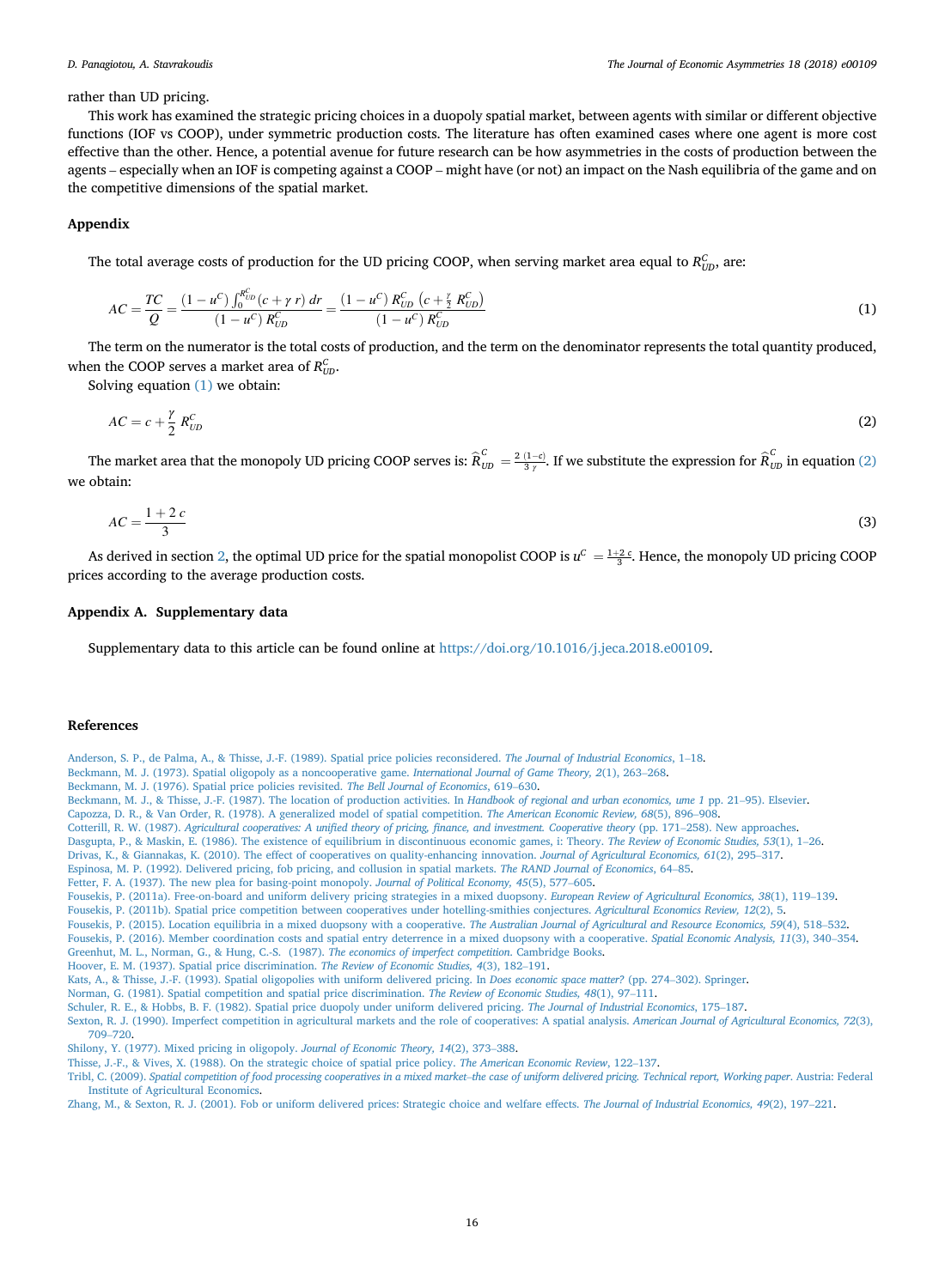rather than UD pricing.

This work has examined the strategic pricing choices in a duopoly spatial market, between agents with similar or different objective functions (IOF vs COOP), under symmetric production costs. The literature has often examined cases where one agent is more cost effective than the other. Hence, a potential avenue for future research can be how asymmetries in the costs of production between the agents – especially when an IOF is competing against a COOP – might have (or not) an impact on the Nash equilibria of the game and on the competitive dimensions of the spatial market.

## Appendix

The total average costs of production for the UD pricing COOP, when serving market area equal to $R_{UD}^{C}$, are:

$$AC = \frac{TC}{Q} = \frac{(1-u^C)\int_0^{R_{UD}^C}(c+\gamma\, r)\, dr}{(1-u^C)\, R_{UD}^C} = \frac{(1-u^C)\, R_{UD}^C\, \left(c+\frac{\gamma}{2}\, R_{UD}^C\right)}{(1-u^C)\, R_{UD}^C} \tag{1}$$

The term on the numerator is the total costs of production, and the term on the denominator represents the total quantity produced, when the COOP serves a market area of $R_{UD}^{C}$.

Solving equation (1) we obtain:

$$AC = c + \frac{\gamma}{2}\, R_{UD}^C \tag{2}$$

The market area that the monopoly UD pricing COOP serves is: $\widehat{R}_{UD}^{C} = \frac{2\,(1-c)}{3\,\gamma}$. If we substitute the expression for $\widehat{R}_{UD}^{C}$ in equation (2) we obtain:

$$AC = \frac{1+2\,c}{3} \tag{3}$$

As derived in section 2, the optimal UD price for the spatial monopolist COOP is $u^C = \frac{1+2\,c}{3}$. Hence, the monopoly UD pricing COOP prices according to the average production costs.

## Appendix A. Supplementary data

Supplementary data to this article can be found online at https://doi.org/10.1016/j.jeca.2018.e00109.

## References

Anderson, S. P., de Palma, A., & Thisse, J.-F. (1989). Spatial price policies reconsidered. *The Journal of Industrial Economics*, 1–18.
Beckmann, M. J. (1973). Spatial oligopoly as a noncooperative game. *International Journal of Game Theory, 2*(1), 263–268.
Beckmann, M. J. (1976). Spatial price policies revisited. *The Bell Journal of Economics*, 619–630.
Beckmann, M. J., & Thisse, J.-F. (1987). The location of production activities. In *Handbook of regional and urban economics, ume 1* pp. 21–95). Elsevier.
Capozza, D. R., & Van Order, R. (1978). A generalized model of spatial competition. *The American Economic Review, 68*(5), 896–908.
Cotterill, R. W. (1987). *Agricultural cooperatives: A unified theory of pricing, finance, and investment. Cooperative theory* (pp. 171–258). New approaches.
Dasgupta, P., & Maskin, E. (1986). The existence of equilibrium in discontinuous economic games, i: Theory. *The Review of Economic Studies, 53*(1), 1–26.
Drivas, K., & Giannakas, K. (2010). The effect of cooperatives on quality-enhancing innovation. *Journal of Agricultural Economics, 61*(2), 295–317.
Espinosa, M. P. (1992). Delivered pricing, fob pricing, and collusion in spatial markets. *The RAND Journal of Economics*, 64–85.
Fetter, F. A. (1937). The new plea for basing-point monopoly. *Journal of Political Economy, 45*(5), 577–605.
Fousekis, P. (2011a). Free-on-board and uniform delivery pricing strategies in a mixed duopsony. *European Review of Agricultural Economics, 38*(1), 119–139.
Fousekis, P. (2011b). Spatial price competition between cooperatives under hotelling-smithies conjectures. *Agricultural Economics Review, 12*(2), 5.
Fousekis, P. (2015). Location equilibria in a mixed duopsony with a cooperative. *The Australian Journal of Agricultural and Resource Economics, 59*(4), 518–532.
Fousekis, P. (2016). Member coordination costs and spatial entry deterrence in a mixed duopsony with a cooperative. *Spatial Economic Analysis, 11*(3), 340–354.
Greenhut, M. L., Norman, G., & Hung, C.-S. (1987). *The economics of imperfect competition*. Cambridge Books.
Hoover, E. M. (1937). Spatial price discrimination. *The Review of Economic Studies, 4*(3), 182–191.
Kats, A., & Thisse, J.-F. (1993). Spatial oligopolies with uniform delivered pricing. In *Does economic space matter?* (pp. 274–302). Springer.
Norman, G. (1981). Spatial competition and spatial price discrimination. *The Review of Economic Studies, 48*(1), 97–111.
Schuler, R. E., & Hobbs, B. F. (1982). Spatial price duopoly under uniform delivered pricing. *The Journal of Industrial Economics*, 175–187.
Sexton, R. J. (1990). Imperfect competition in agricultural markets and the role of cooperatives: A spatial analysis. *American Journal of Agricultural Economics, 72*(3), 709–720.
Shilony, Y. (1977). Mixed pricing in oligopoly. *Journal of Economic Theory, 14*(2), 373–388.
Thisse, J.-F., & Vives, X. (1988). On the strategic choice of spatial price policy. *The American Economic Review*, 122–137.
Tribl, C. (2009). *Spatial competition of food processing cooperatives in a mixed market–the case of uniform delivered pricing. Technical report, Working paper*. Austria: Federal Institute of Agricultural Economics.
Zhang, M., & Sexton, R. J. (2001). Fob or uniform delivered prices: Strategic choice and welfare effects. *The Journal of Industrial Economics, 49*(2), 197–221.